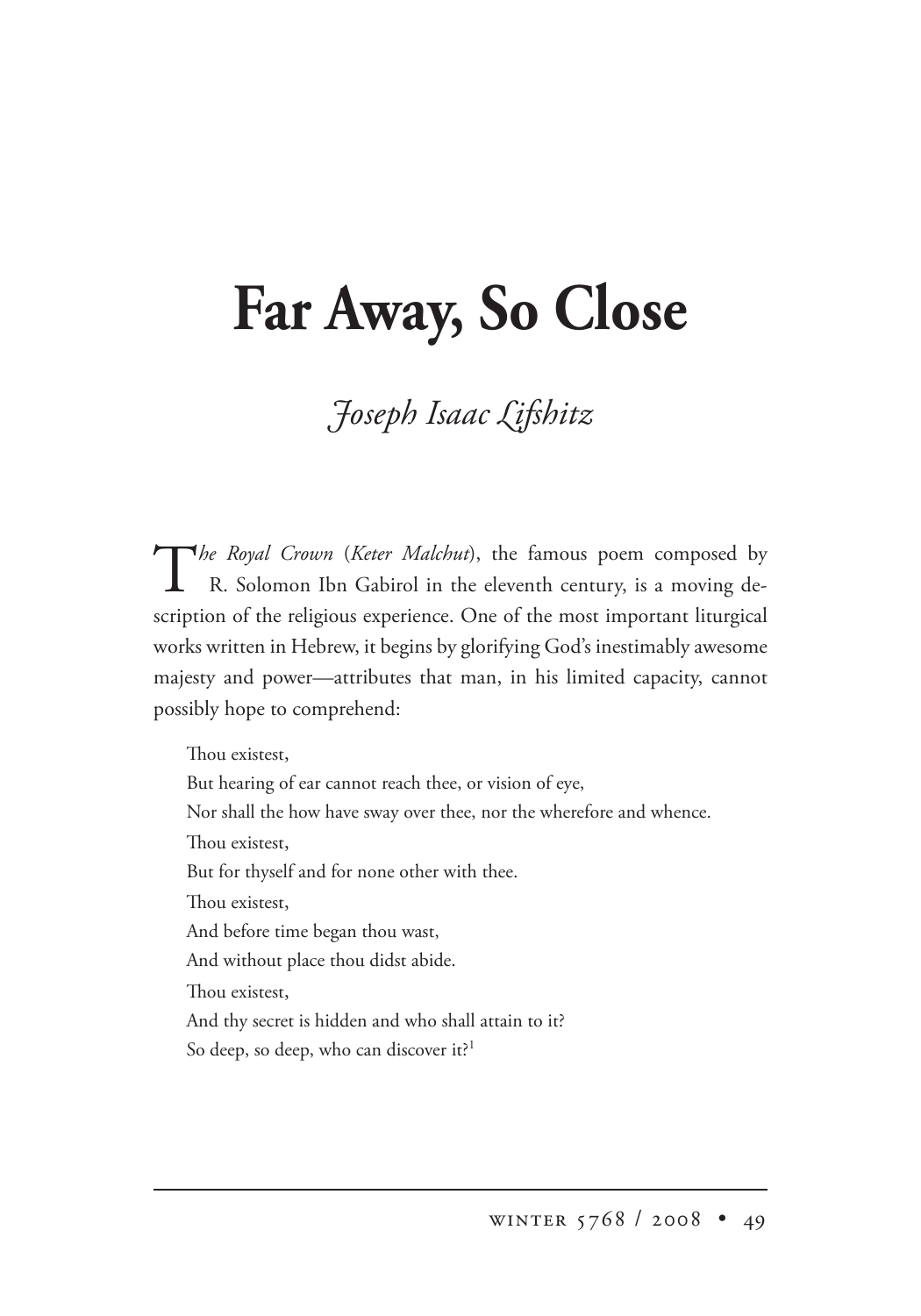# Far Away, So Close

*Joseph Isaac Lifshitz*

*The Royal Crown* (*Keter Malchut*), the famous poem composed by R. Solomon Ibn Gabirol in the eleventh century, is a moving description of the religious experience. One of the most important liturgical works written in Hebrew, it begins by glorifying God's inestimably awesome majesty and power—attributes that man, in his limited capacity, cannot possibly hope to comprehend:

> Thou existest,
> But hearing of ear cannot reach thee, or vision of eye,
> Nor shall the how have sway over thee, nor the wherefore and whence.
> Thou existest,
> But for thyself and for none other with thee.
> Thou existest,
> And before time began thou wast,
> And without place thou didst abide.
> Thou existest,
> And thy secret is hidden and who shall attain to it?
> So deep, so deep, who can discover it?[1]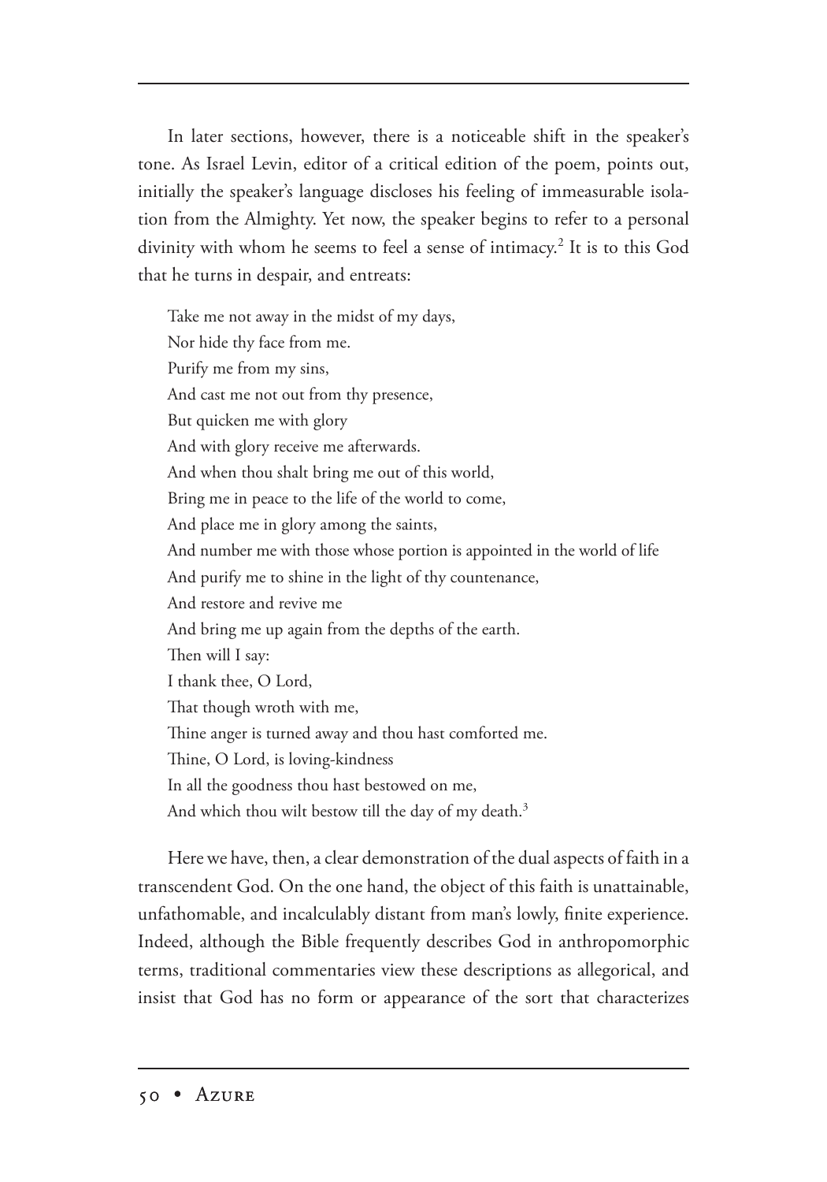In later sections, however, there is a noticeable shift in the speaker's tone. As Israel Levin, editor of a critical edition of the poem, points out, initially the speaker's language discloses his feeling of immeasurable isolation from the Almighty. Yet now, the speaker begins to refer to a personal divinity with whom he seems to feel a sense of intimacy.[2] It is to this God that he turns in despair, and entreats:

> Take me not away in the midst of my days,  
> Nor hide thy face from me.  
> Purify me from my sins,  
> And cast me not out from thy presence,  
> But quicken me with glory  
> And with glory receive me afterwards.  
> And when thou shalt bring me out of this world,  
> Bring me in peace to the life of the world to come,  
> And place me in glory among the saints,  
> And number me with those whose portion is appointed in the world of life  
> And purify me to shine in the light of thy countenance,  
> And restore and revive me  
> And bring me up again from the depths of the earth.  
> Then will I say:  
> I thank thee, O Lord,  
> That though wroth with me,  
> Thine anger is turned away and thou hast comforted me.  
> Thine, O Lord, is loving-kindness  
> In all the goodness thou hast bestowed on me,  
> And which thou wilt bestow till the day of my death.[3]

Here we have, then, a clear demonstration of the dual aspects of faith in a transcendent God. On the one hand, the object of this faith is unattainable, unfathomable, and incalculably distant from man's lowly, finite experience. Indeed, although the Bible frequently describes God in anthropomorphic terms, traditional commentaries view these descriptions as allegorical, and insist that God has no form or appearance of the sort that characterizes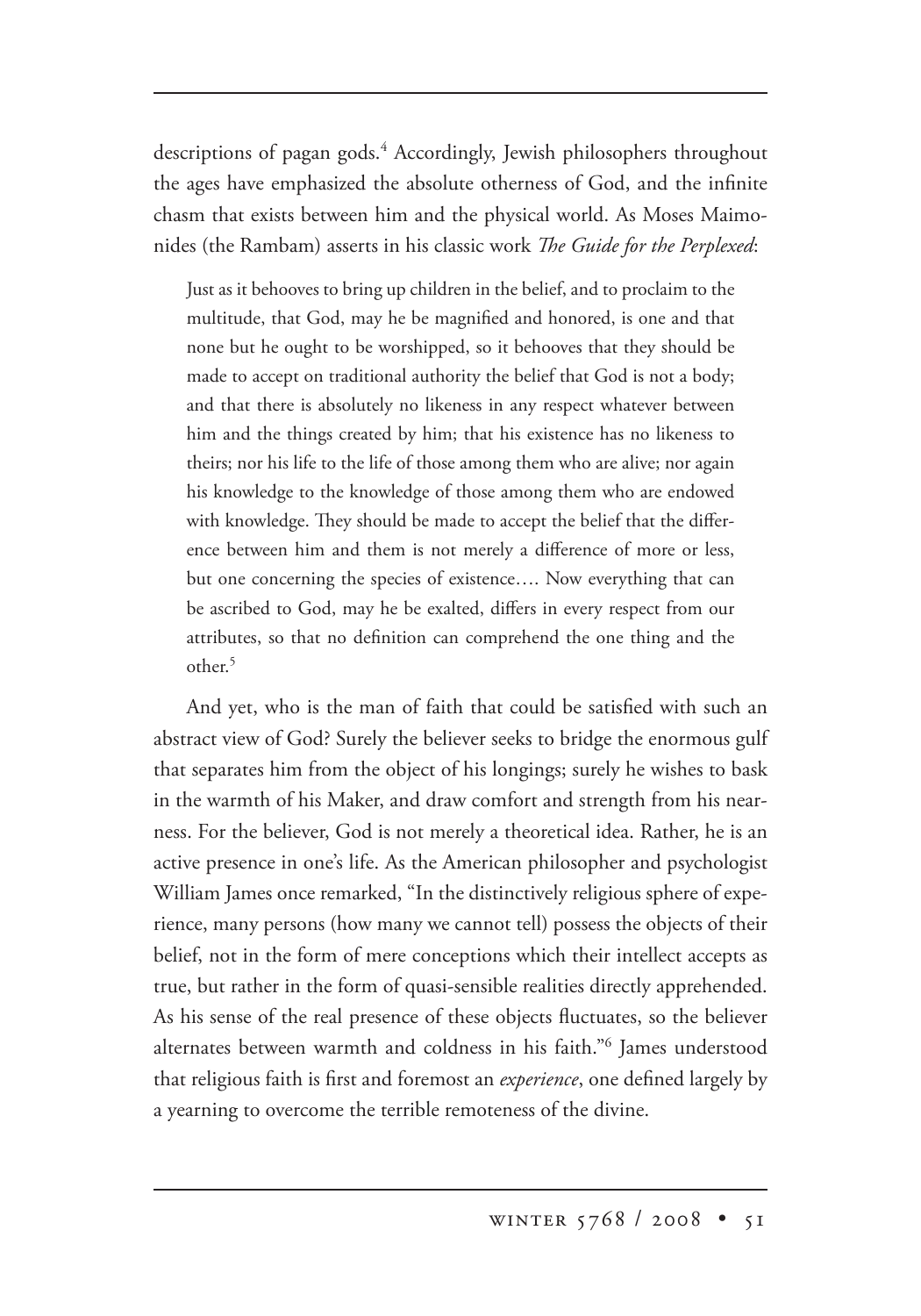descriptions of pagan gods.[4] Accordingly, Jewish philosophers throughout the ages have emphasized the absolute otherness of God, and the infinite chasm that exists between him and the physical world. As Moses Maimonides (the Rambam) asserts in his classic work *The Guide for the Perplexed*:

> Just as it behooves to bring up children in the belief, and to proclaim to the multitude, that God, may he be magnified and honored, is one and that none but he ought to be worshipped, so it behooves that they should be made to accept on traditional authority the belief that God is not a body; and that there is absolutely no likeness in any respect whatever between him and the things created by him; that his existence has no likeness to theirs; nor his life to the life of those among them who are alive; nor again his knowledge to the knowledge of those among them who are endowed with knowledge. They should be made to accept the belief that the difference between him and them is not merely a difference of more or less, but one concerning the species of existence.… Now everything that can be ascribed to God, may he be exalted, differs in every respect from our attributes, so that no definition can comprehend the one thing and the other.[5]

And yet, who is the man of faith that could be satisfied with such an abstract view of God? Surely the believer seeks to bridge the enormous gulf that separates him from the object of his longings; surely he wishes to bask in the warmth of his Maker, and draw comfort and strength from his nearness. For the believer, God is not merely a theoretical idea. Rather, he is an active presence in one's life. As the American philosopher and psychologist William James once remarked, "In the distinctively religious sphere of experience, many persons (how many we cannot tell) possess the objects of their belief, not in the form of mere conceptions which their intellect accepts as true, but rather in the form of quasi-sensible realities directly apprehended. As his sense of the real presence of these objects fluctuates, so the believer alternates between warmth and coldness in his faith."[6] James understood that religious faith is first and foremost an *experience*, one defined largely by a yearning to overcome the terrible remoteness of the divine.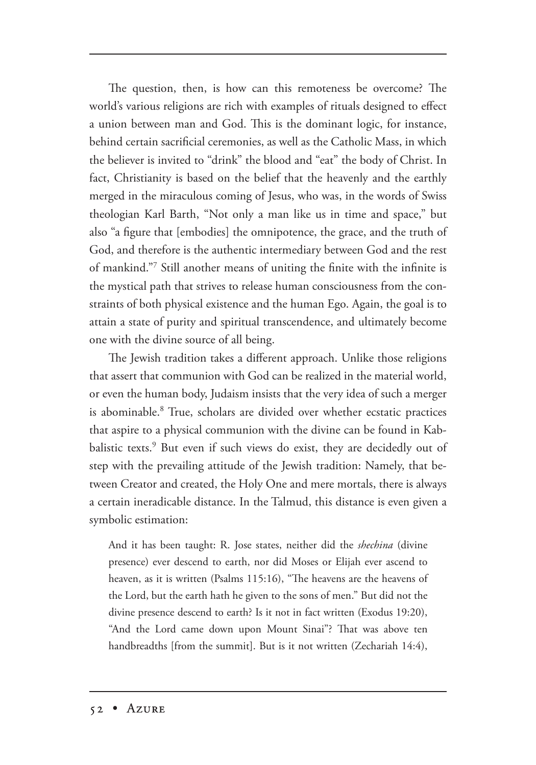The question, then, is how can this remoteness be overcome? The world's various religions are rich with examples of rituals designed to effect a union between man and God. This is the dominant logic, for instance, behind certain sacrificial ceremonies, as well as the Catholic Mass, in which the believer is invited to "drink" the blood and "eat" the body of Christ. In fact, Christianity is based on the belief that the heavenly and the earthly merged in the miraculous coming of Jesus, who was, in the words of Swiss theologian Karl Barth, "Not only a man like us in time and space," but also "a figure that [embodies] the omnipotence, the grace, and the truth of God, and therefore is the authentic intermediary between God and the rest of mankind."[7] Still another means of uniting the finite with the infinite is the mystical path that strives to release human consciousness from the constraints of both physical existence and the human Ego. Again, the goal is to attain a state of purity and spiritual transcendence, and ultimately become one with the divine source of all being.

The Jewish tradition takes a different approach. Unlike those religions that assert that communion with God can be realized in the material world, or even the human body, Judaism insists that the very idea of such a merger is abominable.[8] True, scholars are divided over whether ecstatic practices that aspire to a physical communion with the divine can be found in Kabbalistic texts.[9] But even if such views do exist, they are decidedly out of step with the prevailing attitude of the Jewish tradition: Namely, that between Creator and created, the Holy One and mere mortals, there is always a certain ineradicable distance. In the Talmud, this distance is even given a symbolic estimation:

> And it has been taught: R. Jose states, neither did the *shechina* (divine presence) ever descend to earth, nor did Moses or Elijah ever ascend to heaven, as it is written (Psalms 115:16), "The heavens are the heavens of the Lord, but the earth hath he given to the sons of men." But did not the divine presence descend to earth? Is it not in fact written (Exodus 19:20), "And the Lord came down upon Mount Sinai"? That was above ten handbreadths [from the summit]. But is it not written (Zechariah 14:4),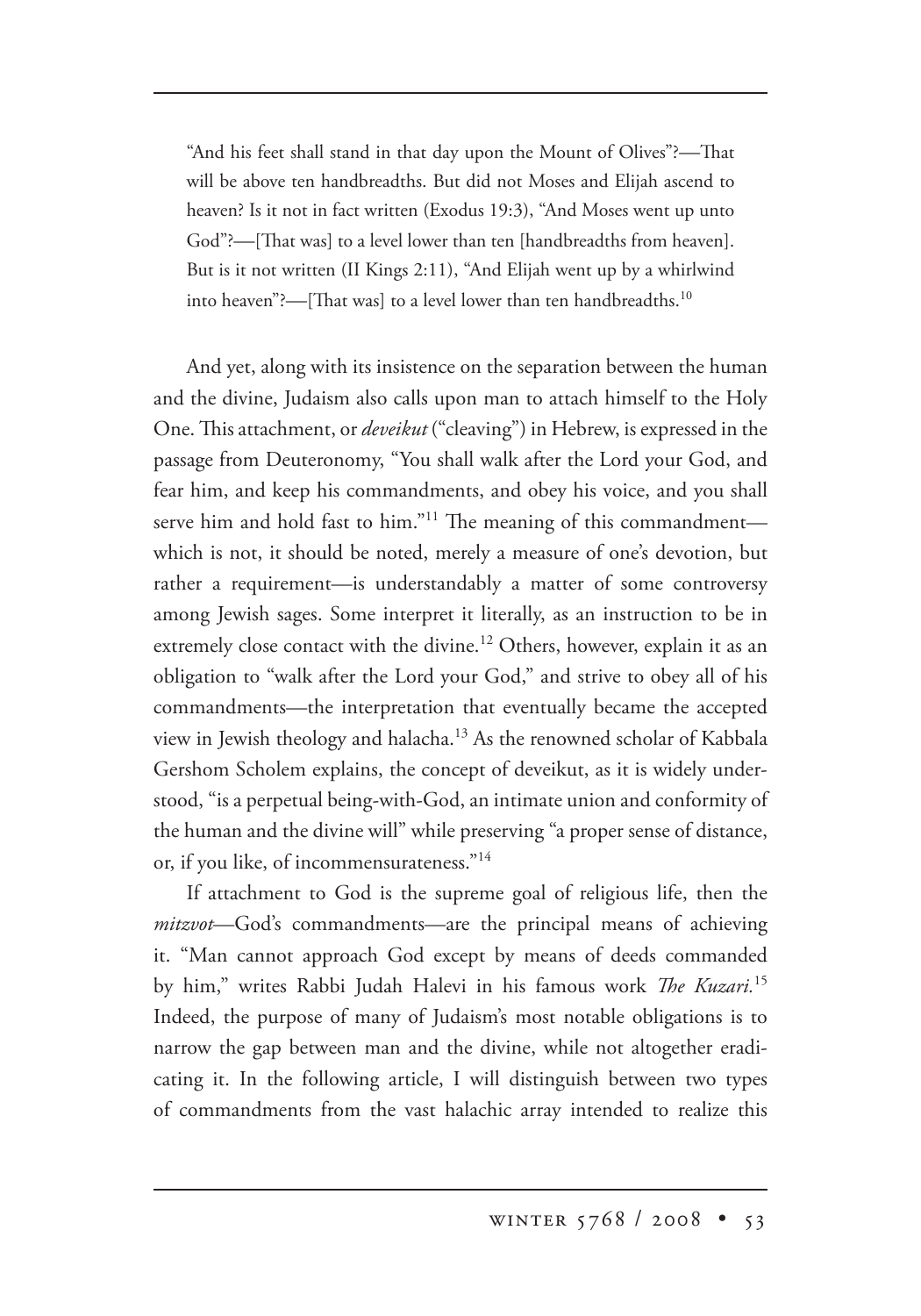> "And his feet shall stand in that day upon the Mount of Olives"?—That will be above ten handbreadths. But did not Moses and Elijah ascend to heaven? Is it not in fact written (Exodus 19:3), "And Moses went up unto God"?—[That was] to a level lower than ten [handbreadths from heaven]. But is it not written (II Kings 2:11), "And Elijah went up by a whirlwind into heaven"?—[That was] to a level lower than ten handbreadths.[10]

And yet, along with its insistence on the separation between the human and the divine, Judaism also calls upon man to attach himself to the Holy One. This attachment, or *deveikut* ("cleaving") in Hebrew, is expressed in the passage from Deuteronomy, "You shall walk after the Lord your God, and fear him, and keep his commandments, and obey his voice, and you shall serve him and hold fast to him."[11] The meaning of this commandment—which is not, it should be noted, merely a measure of one's devotion, but rather a requirement—is understandably a matter of some controversy among Jewish sages. Some interpret it literally, as an instruction to be in extremely close contact with the divine.[12] Others, however, explain it as an obligation to "walk after the Lord your God," and strive to obey all of his commandments—the interpretation that eventually became the accepted view in Jewish theology and halacha.[13] As the renowned scholar of Kabbala Gershom Scholem explains, the concept of deveikut, as it is widely understood, "is a perpetual being-with-God, an intimate union and conformity of the human and the divine will" while preserving "a proper sense of distance, or, if you like, of incommensurateness."[14]

If attachment to God is the supreme goal of religious life, then the *mitzvot*—God's commandments—are the principal means of achieving it. "Man cannot approach God except by means of deeds commanded by him," writes Rabbi Judah Halevi in his famous work *The Kuzari.*[15] Indeed, the purpose of many of Judaism's most notable obligations is to narrow the gap between man and the divine, while not altogether eradicating it. In the following article, I will distinguish between two types of commandments from the vast halachic array intended to realize this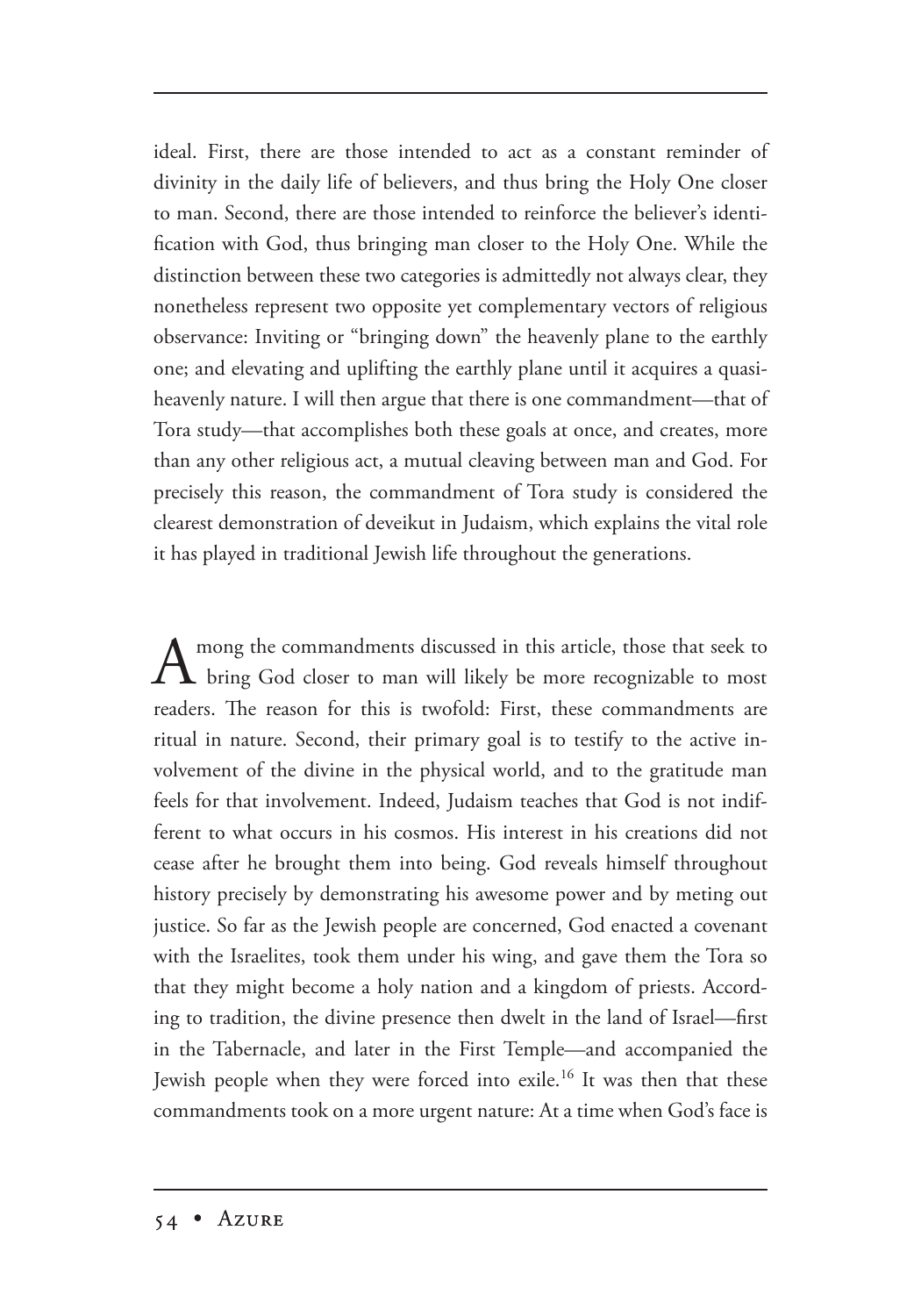ideal. First, there are those intended to act as a constant reminder of divinity in the daily life of believers, and thus bring the Holy One closer to man. Second, there are those intended to reinforce the believer's identification with God, thus bringing man closer to the Holy One. While the distinction between these two categories is admittedly not always clear, they nonetheless represent two opposite yet complementary vectors of religious observance: Inviting or "bringing down" the heavenly plane to the earthly one; and elevating and uplifting the earthly plane until it acquires a quasi-heavenly nature. I will then argue that there is one commandment—that of Tora study—that accomplishes both these goals at once, and creates, more than any other religious act, a mutual cleaving between man and God. For precisely this reason, the commandment of Tora study is considered the clearest demonstration of deveikut in Judaism, which explains the vital role it has played in traditional Jewish life throughout the generations.

Among the commandments discussed in this article, those that seek to bring God closer to man will likely be more recognizable to most readers. The reason for this is twofold: First, these commandments are ritual in nature. Second, their primary goal is to testify to the active involvement of the divine in the physical world, and to the gratitude man feels for that involvement. Indeed, Judaism teaches that God is not indifferent to what occurs in his cosmos. His interest in his creations did not cease after he brought them into being. God reveals himself throughout history precisely by demonstrating his awesome power and by meting out justice. So far as the Jewish people are concerned, God enacted a covenant with the Israelites, took them under his wing, and gave them the Tora so that they might become a holy nation and a kingdom of priests. According to tradition, the divine presence then dwelt in the land of Israel—first in the Tabernacle, and later in the First Temple—and accompanied the Jewish people when they were forced into exile.[16] It was then that these commandments took on a more urgent nature: At a time when God's face is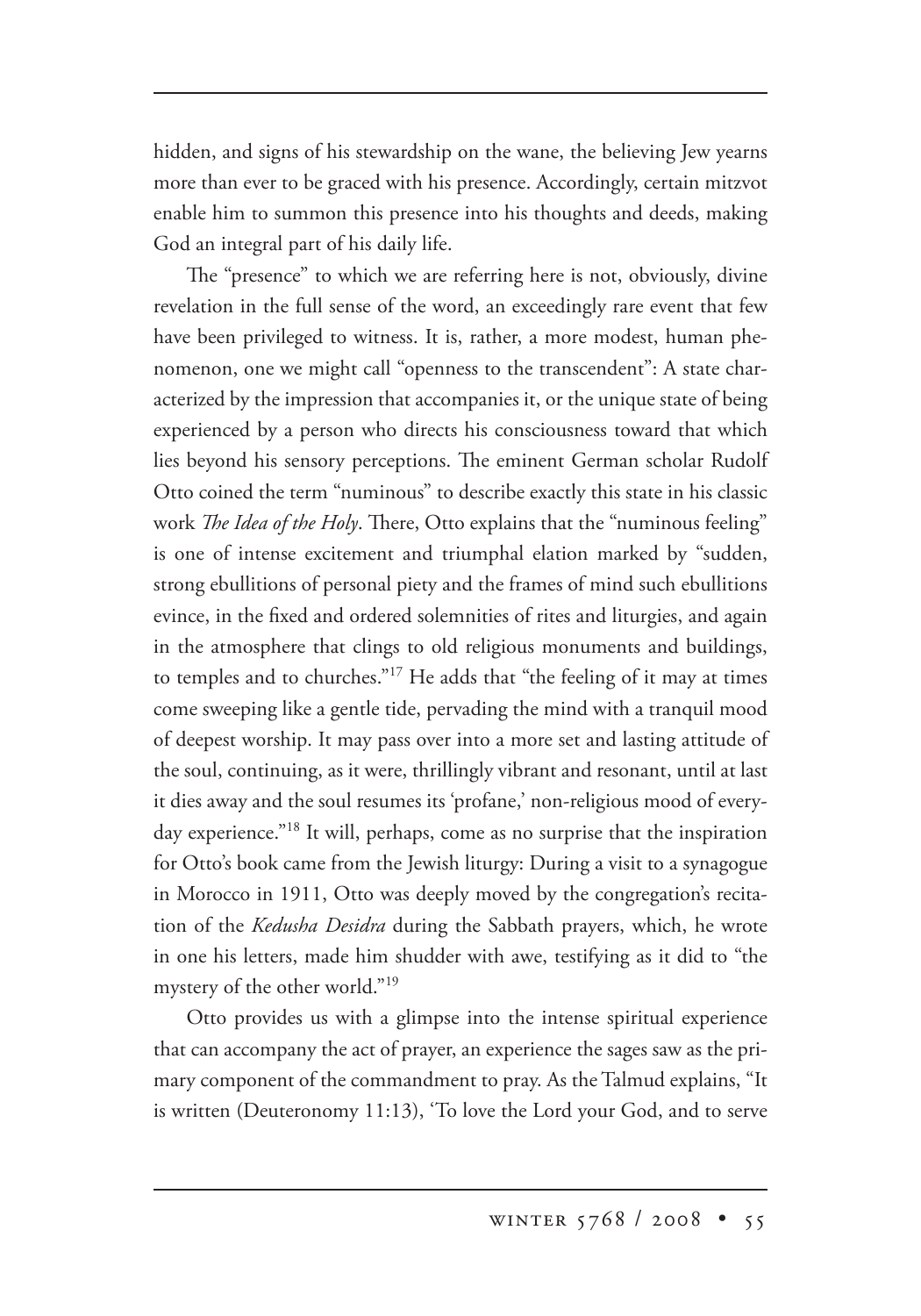hidden, and signs of his stewardship on the wane, the believing Jew yearns more than ever to be graced with his presence. Accordingly, certain mitzvot enable him to summon this presence into his thoughts and deeds, making God an integral part of his daily life.

The "presence" to which we are referring here is not, obviously, divine revelation in the full sense of the word, an exceedingly rare event that few have been privileged to witness. It is, rather, a more modest, human phenomenon, one we might call "openness to the transcendent": A state characterized by the impression that accompanies it, or the unique state of being experienced by a person who directs his consciousness toward that which lies beyond his sensory perceptions. The eminent German scholar Rudolf Otto coined the term "numinous" to describe exactly this state in his classic work *The Idea of the Holy*. There, Otto explains that the "numinous feeling" is one of intense excitement and triumphal elation marked by "sudden, strong ebullitions of personal piety and the frames of mind such ebullitions evince, in the fixed and ordered solemnities of rites and liturgies, and again in the atmosphere that clings to old religious monuments and buildings, to temples and to churches."[17] He adds that "the feeling of it may at times come sweeping like a gentle tide, pervading the mind with a tranquil mood of deepest worship. It may pass over into a more set and lasting attitude of the soul, continuing, as it were, thrillingly vibrant and resonant, until at last it dies away and the soul resumes its 'profane,' non-religious mood of everyday experience."[18] It will, perhaps, come as no surprise that the inspiration for Otto's book came from the Jewish liturgy: During a visit to a synagogue in Morocco in 1911, Otto was deeply moved by the congregation's recitation of the *Kedusha Desidra* during the Sabbath prayers, which, he wrote in one his letters, made him shudder with awe, testifying as it did to "the mystery of the other world."[19]

Otto provides us with a glimpse into the intense spiritual experience that can accompany the act of prayer, an experience the sages saw as the primary component of the commandment to pray. As the Talmud explains, "It is written (Deuteronomy 11:13), 'To love the Lord your God, and to serve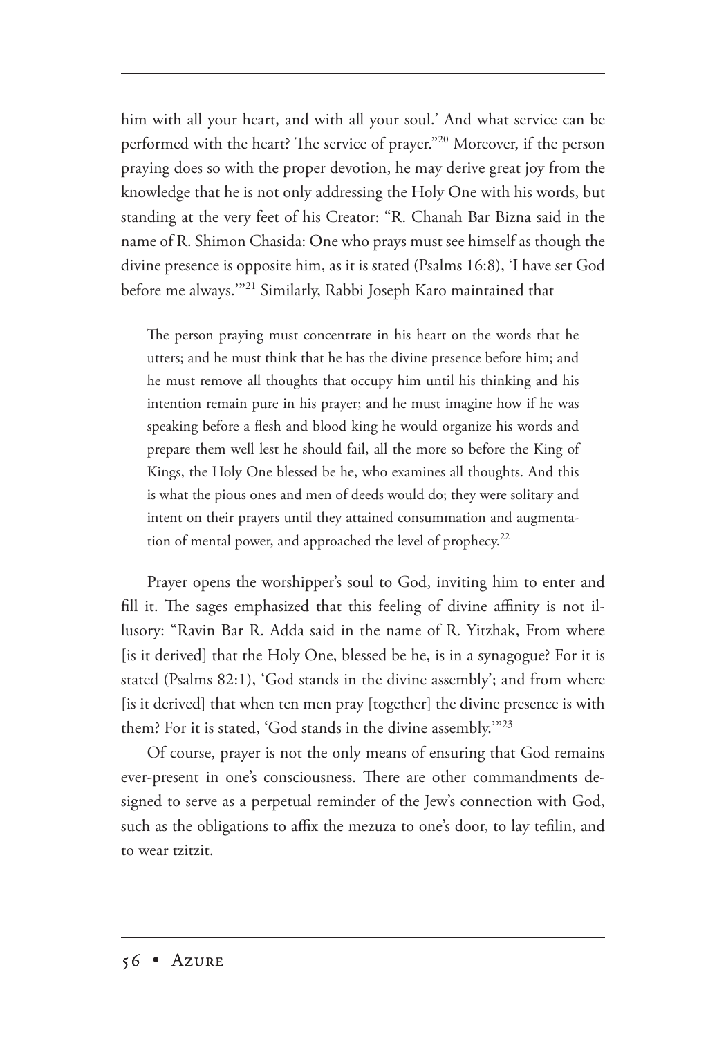him with all your heart, and with all your soul.' And what service can be performed with the heart? The service of prayer."[20] Moreover, if the person praying does so with the proper devotion, he may derive great joy from the knowledge that he is not only addressing the Holy One with his words, but standing at the very feet of his Creator: "R. Chanah Bar Bizna said in the name of R. Shimon Chasida: One who prays must see himself as though the divine presence is opposite him, as it is stated (Psalms 16:8), 'I have set God before me always.'"[21] Similarly, Rabbi Joseph Karo maintained that

> The person praying must concentrate in his heart on the words that he utters; and he must think that he has the divine presence before him; and he must remove all thoughts that occupy him until his thinking and his intention remain pure in his prayer; and he must imagine how if he was speaking before a flesh and blood king he would organize his words and prepare them well lest he should fail, all the more so before the King of Kings, the Holy One blessed be he, who examines all thoughts. And this is what the pious ones and men of deeds would do; they were solitary and intent on their prayers until they attained consummation and augmentation of mental power, and approached the level of prophecy.[22]

Prayer opens the worshipper's soul to God, inviting him to enter and fill it. The sages emphasized that this feeling of divine affinity is not illusory: "Ravin Bar R. Adda said in the name of R. Yitzhak, From where [is it derived] that the Holy One, blessed be he, is in a synagogue? For it is stated (Psalms 82:1), 'God stands in the divine assembly'; and from where [is it derived] that when ten men pray [together] the divine presence is with them? For it is stated, 'God stands in the divine assembly.'"[23]

Of course, prayer is not the only means of ensuring that God remains ever-present in one's consciousness. There are other commandments designed to serve as a perpetual reminder of the Jew's connection with God, such as the obligations to affix the mezuza to one's door, to lay tefilin, and to wear tzitzit.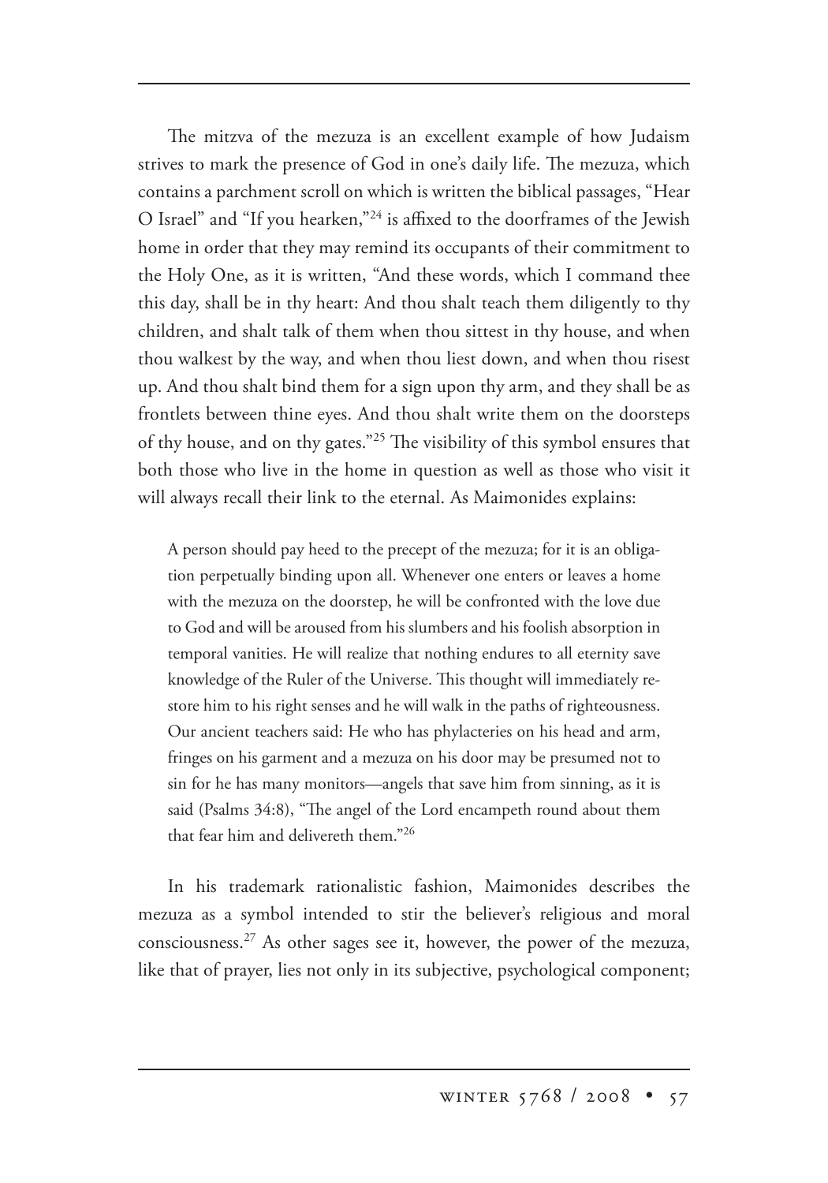The mitzva of the mezuza is an excellent example of how Judaism strives to mark the presence of God in one's daily life. The mezuza, which contains a parchment scroll on which is written the biblical passages, "Hear O Israel" and "If you hearken,"[24] is affixed to the doorframes of the Jewish home in order that they may remind its occupants of their commitment to the Holy One, as it is written, "And these words, which I command thee this day, shall be in thy heart: And thou shalt teach them diligently to thy children, and shalt talk of them when thou sittest in thy house, and when thou walkest by the way, and when thou liest down, and when thou risest up. And thou shalt bind them for a sign upon thy arm, and they shall be as frontlets between thine eyes. And thou shalt write them on the doorsteps of thy house, and on thy gates."[25] The visibility of this symbol ensures that both those who live in the home in question as well as those who visit it will always recall their link to the eternal. As Maimonides explains:

> A person should pay heed to the precept of the mezuza; for it is an obligation perpetually binding upon all. Whenever one enters or leaves a home with the mezuza on the doorstep, he will be confronted with the love due to God and will be aroused from his slumbers and his foolish absorption in temporal vanities. He will realize that nothing endures to all eternity save knowledge of the Ruler of the Universe. This thought will immediately restore him to his right senses and he will walk in the paths of righteousness. Our ancient teachers said: He who has phylacteries on his head and arm, fringes on his garment and a mezuza on his door may be presumed not to sin for he has many monitors—angels that save him from sinning, as it is said (Psalms 34:8), "The angel of the Lord encampeth round about them that fear him and delivereth them."[26]

In his trademark rationalistic fashion, Maimonides describes the mezuza as a symbol intended to stir the believer's religious and moral consciousness.[27] As other sages see it, however, the power of the mezuza, like that of prayer, lies not only in its subjective, psychological component;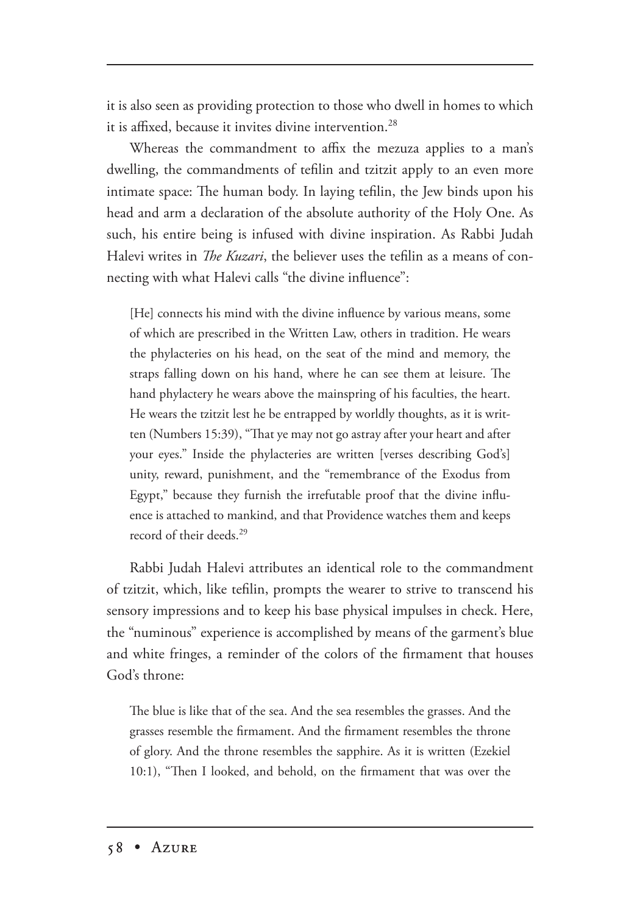it is also seen as providing protection to those who dwell in homes to which it is affixed, because it invites divine intervention.[28]

Whereas the commandment to affix the mezuza applies to a man's dwelling, the commandments of tefilin and tzitzit apply to an even more intimate space: The human body. In laying tefilin, the Jew binds upon his head and arm a declaration of the absolute authority of the Holy One. As such, his entire being is infused with divine inspiration. As Rabbi Judah Halevi writes in *The Kuzari*, the believer uses the tefilin as a means of connecting with what Halevi calls "the divine influence":

> [He] connects his mind with the divine influence by various means, some of which are prescribed in the Written Law, others in tradition. He wears the phylacteries on his head, on the seat of the mind and memory, the straps falling down on his hand, where he can see them at leisure. The hand phylactery he wears above the mainspring of his faculties, the heart. He wears the tzitzit lest he be entrapped by worldly thoughts, as it is written (Numbers 15:39), "That ye may not go astray after your heart and after your eyes." Inside the phylacteries are written [verses describing God's] unity, reward, punishment, and the "remembrance of the Exodus from Egypt," because they furnish the irrefutable proof that the divine influence is attached to mankind, and that Providence watches them and keeps record of their deeds.[29]

Rabbi Judah Halevi attributes an identical role to the commandment of tzitzit, which, like tefilin, prompts the wearer to strive to transcend his sensory impressions and to keep his base physical impulses in check. Here, the "numinous" experience is accomplished by means of the garment's blue and white fringes, a reminder of the colors of the firmament that houses God's throne:

> The blue is like that of the sea. And the sea resembles the grasses. And the grasses resemble the firmament. And the firmament resembles the throne of glory. And the throne resembles the sapphire. As it is written (Ezekiel 10:1), "Then I looked, and behold, on the firmament that was over the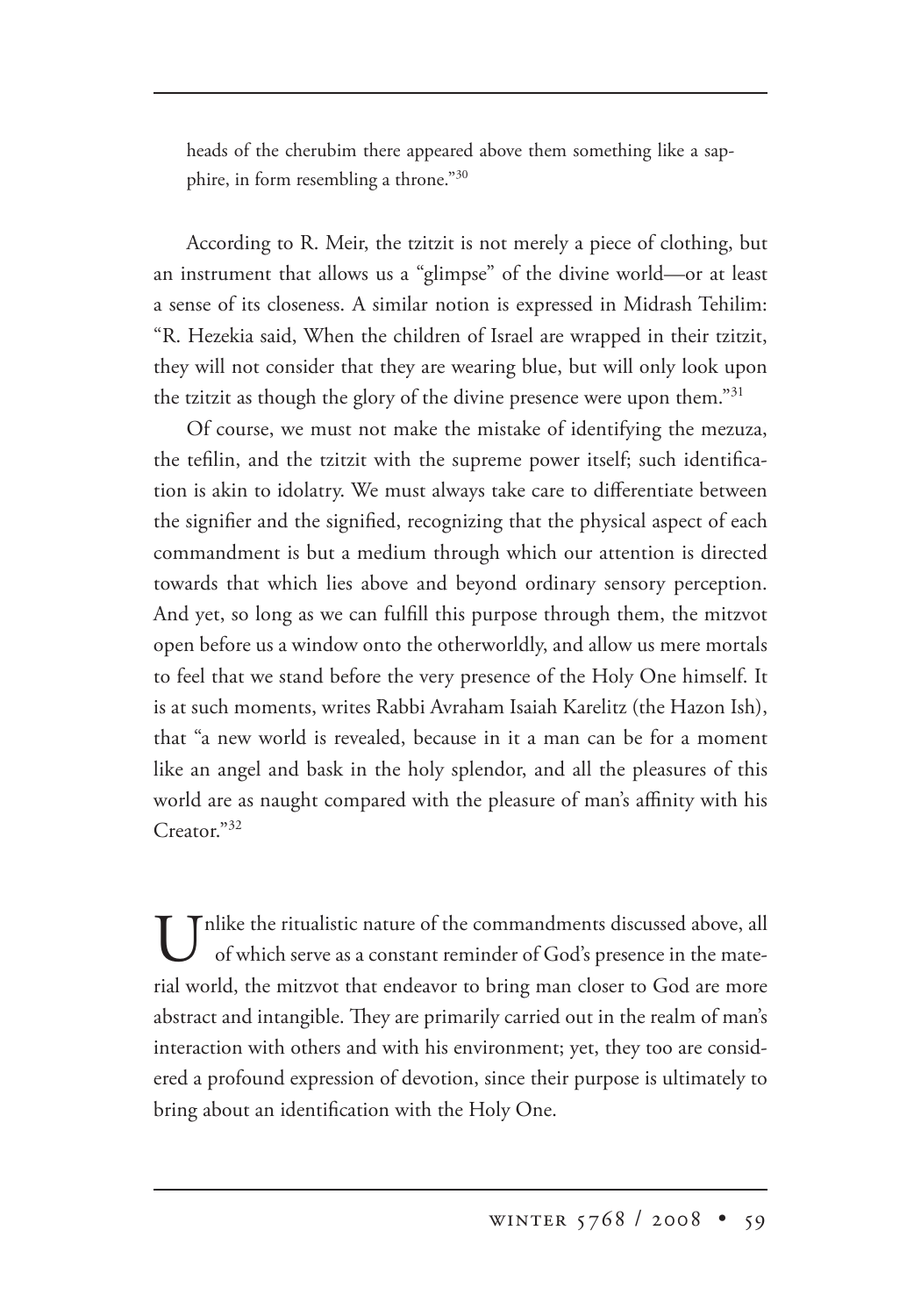heads of the cherubim there appeared above them something like a sapphire, in form resembling a throne."[30]

According to R. Meir, the tzitzit is not merely a piece of clothing, but an instrument that allows us a "glimpse" of the divine world—or at least a sense of its closeness. A similar notion is expressed in Midrash Tehilim: "R. Hezekia said, When the children of Israel are wrapped in their tzitzit, they will not consider that they are wearing blue, but will only look upon the tzitzit as though the glory of the divine presence were upon them."[31]

Of course, we must not make the mistake of identifying the mezuza, the tefilin, and the tzitzit with the supreme power itself; such identification is akin to idolatry. We must always take care to differentiate between the signifier and the signified, recognizing that the physical aspect of each commandment is but a medium through which our attention is directed towards that which lies above and beyond ordinary sensory perception. And yet, so long as we can fulfill this purpose through them, the mitzvot open before us a window onto the otherworldly, and allow us mere mortals to feel that we stand before the very presence of the Holy One himself. It is at such moments, writes Rabbi Avraham Isaiah Karelitz (the Hazon Ish), that "a new world is revealed, because in it a man can be for a moment like an angel and bask in the holy splendor, and all the pleasures of this world are as naught compared with the pleasure of man's affinity with his Creator."[32]

Unlike the ritualistic nature of the commandments discussed above, all of which serve as a constant reminder of God's presence in the material world, the mitzvot that endeavor to bring man closer to God are more abstract and intangible. They are primarily carried out in the realm of man's interaction with others and with his environment; yet, they too are considered a profound expression of devotion, since their purpose is ultimately to bring about an identification with the Holy One.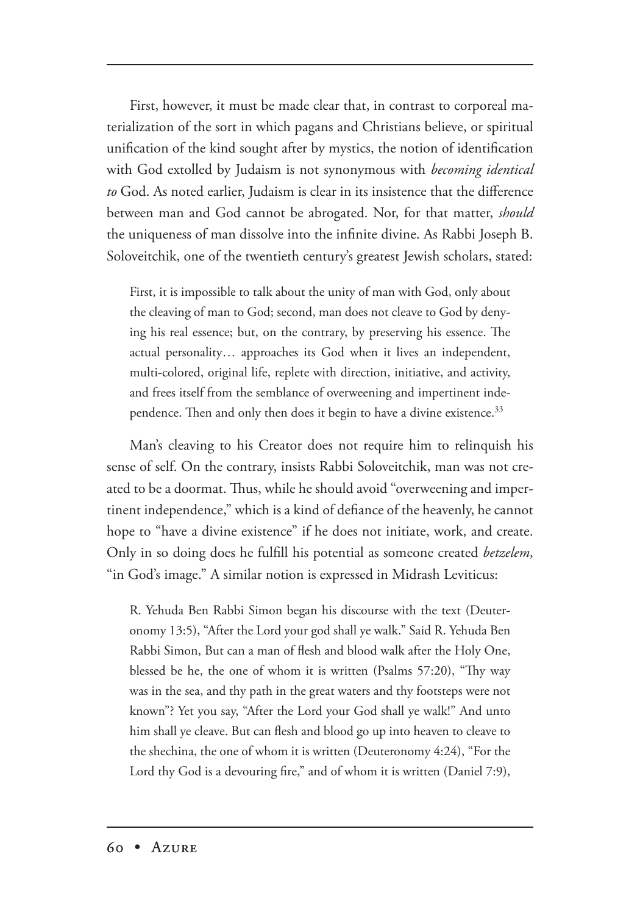First, however, it must be made clear that, in contrast to corporeal materialization of the sort in which pagans and Christians believe, or spiritual unification of the kind sought after by mystics, the notion of identification with God extolled by Judaism is not synonymous with *becoming identical to* God. As noted earlier, Judaism is clear in its insistence that the difference between man and God cannot be abrogated. Nor, for that matter, *should* the uniqueness of man dissolve into the infinite divine. As Rabbi Joseph B. Soloveitchik, one of the twentieth century's greatest Jewish scholars, stated:

> First, it is impossible to talk about the unity of man with God, only about the cleaving of man to God; second, man does not cleave to God by denying his real essence; but, on the contrary, by preserving his essence. The actual personality… approaches its God when it lives an independent, multi-colored, original life, replete with direction, initiative, and activity, and frees itself from the semblance of overweening and impertinent independence. Then and only then does it begin to have a divine existence.[33]

Man's cleaving to his Creator does not require him to relinquish his sense of self. On the contrary, insists Rabbi Soloveitchik, man was not created to be a doormat. Thus, while he should avoid "overweening and impertinent independence," which is a kind of defiance of the heavenly, he cannot hope to "have a divine existence" if he does not initiate, work, and create. Only in so doing does he fulfill his potential as someone created *betzelem*, "in God's image." A similar notion is expressed in Midrash Leviticus:

> R. Yehuda Ben Rabbi Simon began his discourse with the text (Deuteronomy 13:5), "After the Lord your god shall ye walk." Said R. Yehuda Ben Rabbi Simon, But can a man of flesh and blood walk after the Holy One, blessed be he, the one of whom it is written (Psalms 57:20), "Thy way was in the sea, and thy path in the great waters and thy footsteps were not known"? Yet you say, "After the Lord your God shall ye walk!" And unto him shall ye cleave. But can flesh and blood go up into heaven to cleave to the shechina, the one of whom it is written (Deuteronomy 4:24), "For the Lord thy God is a devouring fire," and of whom it is written (Daniel 7:9),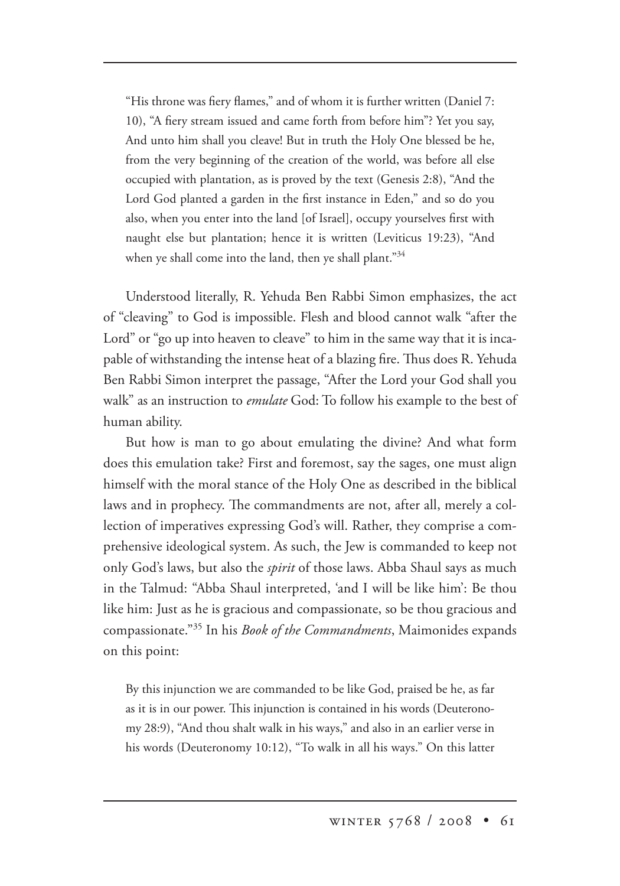> "His throne was fiery flames," and of whom it is further written (Daniel 7:10), "A fiery stream issued and came forth from before him"? Yet you say, And unto him shall you cleave! But in truth the Holy One blessed be he, from the very beginning of the creation of the world, was before all else occupied with plantation, as is proved by the text (Genesis 2:8), "And the Lord God planted a garden in the first instance in Eden," and so do you also, when you enter into the land [of Israel], occupy yourselves first with naught else but plantation; hence it is written (Leviticus 19:23), "And when ye shall come into the land, then ye shall plant."[34]

Understood literally, R. Yehuda Ben Rabbi Simon emphasizes, the act of "cleaving" to God is impossible. Flesh and blood cannot walk "after the Lord" or "go up into heaven to cleave" to him in the same way that it is incapable of withstanding the intense heat of a blazing fire. Thus does R. Yehuda Ben Rabbi Simon interpret the passage, "After the Lord your God shall you walk" as an instruction to *emulate* God: To follow his example to the best of human ability.

But how is man to go about emulating the divine? And what form does this emulation take? First and foremost, say the sages, one must align himself with the moral stance of the Holy One as described in the biblical laws and in prophecy. The commandments are not, after all, merely a collection of imperatives expressing God's will. Rather, they comprise a comprehensive ideological system. As such, the Jew is commanded to keep not only God's laws, but also the *spirit* of those laws. Abba Shaul says as much in the Talmud: "Abba Shaul interpreted, 'and I will be like him': Be thou like him: Just as he is gracious and compassionate, so be thou gracious and compassionate."[35] In his *Book of the Commandments*, Maimonides expands on this point:

> By this injunction we are commanded to be like God, praised be he, as far as it is in our power. This injunction is contained in his words (Deuteronomy 28:9), "And thou shalt walk in his ways," and also in an earlier verse in his words (Deuteronomy 10:12), "To walk in all his ways." On this latter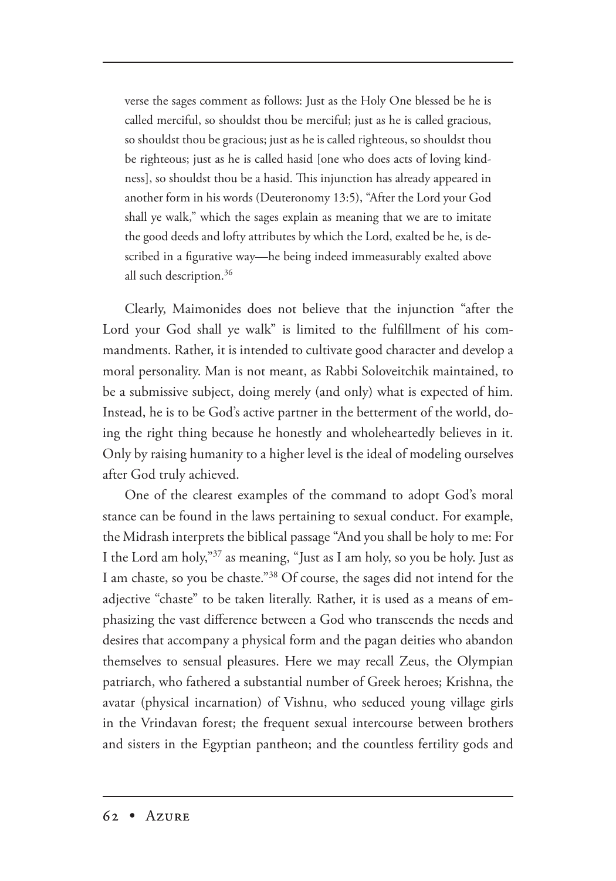> verse the sages comment as follows: Just as the Holy One blessed be he is called merciful, so shouldst thou be merciful; just as he is called gracious, so shouldst thou be gracious; just as he is called righteous, so shouldst thou be righteous; just as he is called hasid [one who does acts of loving kindness], so shouldst thou be a hasid. This injunction has already appeared in another form in his words (Deuteronomy 13:5), "After the Lord your God shall ye walk," which the sages explain as meaning that we are to imitate the good deeds and lofty attributes by which the Lord, exalted be he, is described in a figurative way—he being indeed immeasurably exalted above all such description.[36]

Clearly, Maimonides does not believe that the injunction "after the Lord your God shall ye walk" is limited to the fulfillment of his commandments. Rather, it is intended to cultivate good character and develop a moral personality. Man is not meant, as Rabbi Soloveitchik maintained, to be a submissive subject, doing merely (and only) what is expected of him. Instead, he is to be God's active partner in the betterment of the world, doing the right thing because he honestly and wholeheartedly believes in it. Only by raising humanity to a higher level is the ideal of modeling ourselves after God truly achieved.

One of the clearest examples of the command to adopt God's moral stance can be found in the laws pertaining to sexual conduct. For example, the Midrash interprets the biblical passage "And you shall be holy to me: For I the Lord am holy,"[37] as meaning, "Just as I am holy, so you be holy. Just as I am chaste, so you be chaste."[38] Of course, the sages did not intend for the adjective "chaste" to be taken literally. Rather, it is used as a means of emphasizing the vast difference between a God who transcends the needs and desires that accompany a physical form and the pagan deities who abandon themselves to sensual pleasures. Here we may recall Zeus, the Olympian patriarch, who fathered a substantial number of Greek heroes; Krishna, the avatar (physical incarnation) of Vishnu, who seduced young village girls in the Vrindavan forest; the frequent sexual intercourse between brothers and sisters in the Egyptian pantheon; and the countless fertility gods and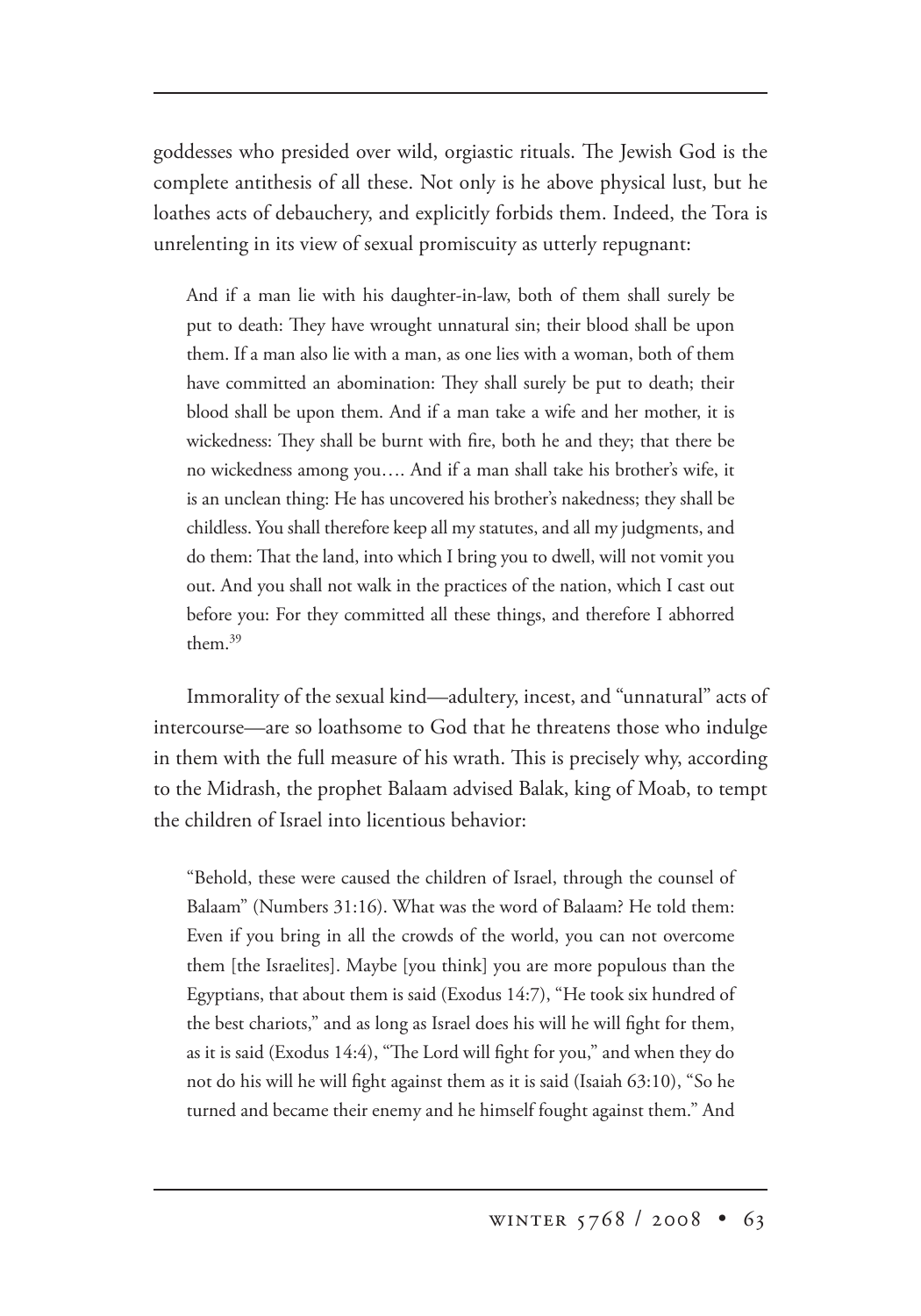goddesses who presided over wild, orgiastic rituals. The Jewish God is the complete antithesis of all these. Not only is he above physical lust, but he loathes acts of debauchery, and explicitly forbids them. Indeed, the Tora is unrelenting in its view of sexual promiscuity as utterly repugnant:

> And if a man lie with his daughter-in-law, both of them shall surely be put to death: They have wrought unnatural sin; their blood shall be upon them. If a man also lie with a man, as one lies with a woman, both of them have committed an abomination: They shall surely be put to death; their blood shall be upon them. And if a man take a wife and her mother, it is wickedness: They shall be burnt with fire, both he and they; that there be no wickedness among you…. And if a man shall take his brother's wife, it is an unclean thing: He has uncovered his brother's nakedness; they shall be childless. You shall therefore keep all my statutes, and all my judgments, and do them: That the land, into which I bring you to dwell, will not vomit you out. And you shall not walk in the practices of the nation, which I cast out before you: For they committed all these things, and therefore I abhorred them.[39]

Immorality of the sexual kind—adultery, incest, and "unnatural" acts of intercourse—are so loathsome to God that he threatens those who indulge in them with the full measure of his wrath. This is precisely why, according to the Midrash, the prophet Balaam advised Balak, king of Moab, to tempt the children of Israel into licentious behavior:

> "Behold, these were caused the children of Israel, through the counsel of Balaam" (Numbers 31:16). What was the word of Balaam? He told them: Even if you bring in all the crowds of the world, you can not overcome them [the Israelites]. Maybe [you think] you are more populous than the Egyptians, that about them is said (Exodus 14:7), "He took six hundred of the best chariots," and as long as Israel does his will he will fight for them, as it is said (Exodus 14:4), "The Lord will fight for you," and when they do not do his will he will fight against them as it is said (Isaiah 63:10), "So he turned and became their enemy and he himself fought against them." And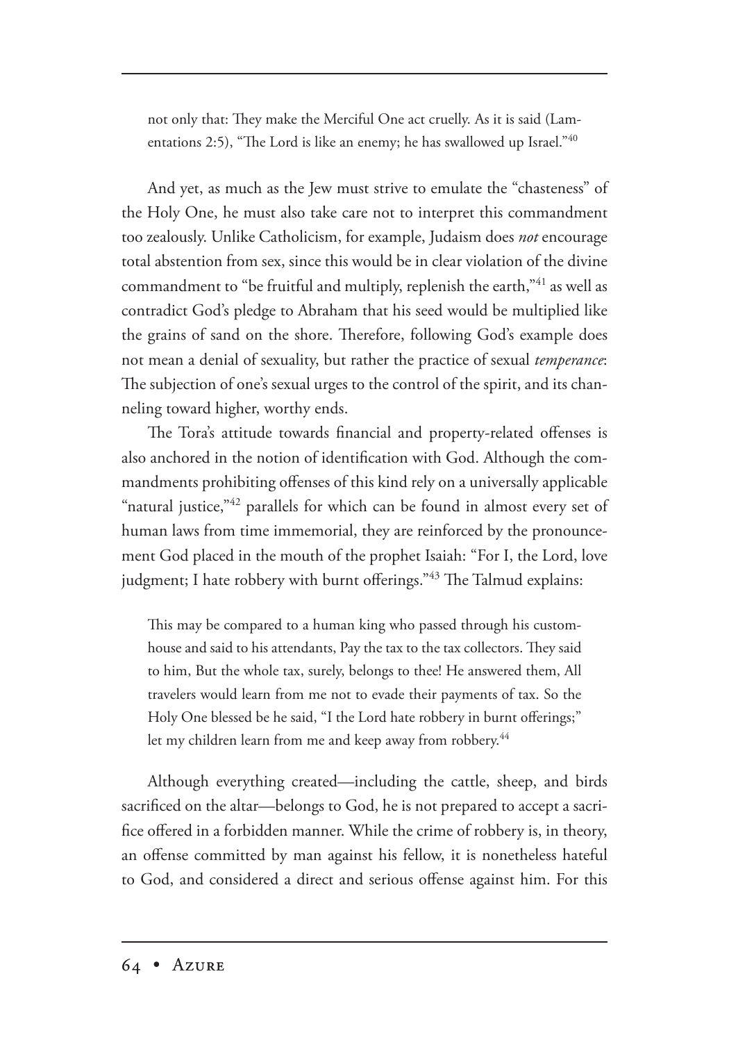> not only that: They make the Merciful One act cruelly. As it is said (Lamentations 2:5), "The Lord is like an enemy; he has swallowed up Israel."[40]

And yet, as much as the Jew must strive to emulate the "chasteness" of the Holy One, he must also take care not to interpret this commandment too zealously. Unlike Catholicism, for example, Judaism does *not* encourage total abstention from sex, since this would be in clear violation of the divine commandment to "be fruitful and multiply, replenish the earth,"[41] as well as contradict God's pledge to Abraham that his seed would be multiplied like the grains of sand on the shore. Therefore, following God's example does not mean a denial of sexuality, but rather the practice of sexual *temperance*: The subjection of one's sexual urges to the control of the spirit, and its channeling toward higher, worthy ends.

The Tora's attitude towards financial and property-related offenses is also anchored in the notion of identification with God. Although the commandments prohibiting offenses of this kind rely on a universally applicable "natural justice,"[42] parallels for which can be found in almost every set of human laws from time immemorial, they are reinforced by the pronouncement God placed in the mouth of the prophet Isaiah: "For I, the Lord, love judgment; I hate robbery with burnt offerings."[43] The Talmud explains:

> This may be compared to a human king who passed through his customhouse and said to his attendants, Pay the tax to the tax collectors. They said to him, But the whole tax, surely, belongs to thee! He answered them, All travelers would learn from me not to evade their payments of tax. So the Holy One blessed be he said, "I the Lord hate robbery in burnt offerings;" let my children learn from me and keep away from robbery.[44]

Although everything created—including the cattle, sheep, and birds sacrificed on the altar—belongs to God, he is not prepared to accept a sacrifice offered in a forbidden manner. While the crime of robbery is, in theory, an offense committed by man against his fellow, it is nonetheless hateful to God, and considered a direct and serious offense against him. For this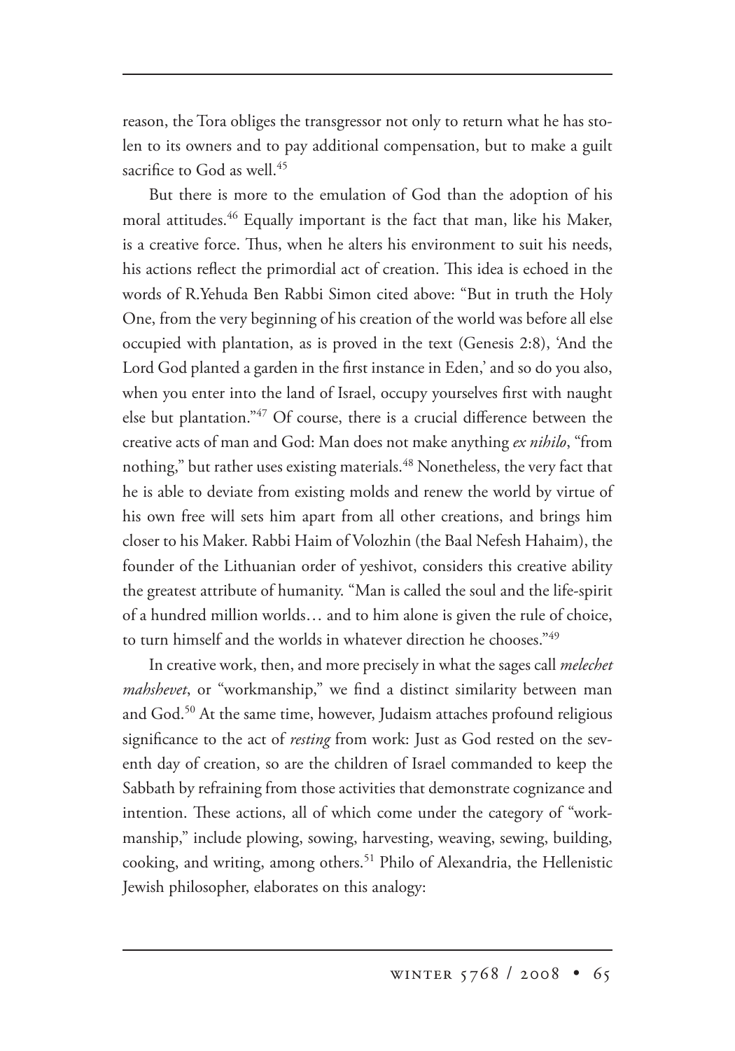reason, the Tora obliges the transgressor not only to return what he has stolen to its owners and to pay additional compensation, but to make a guilt sacrifice to God as well.[45]

But there is more to the emulation of God than the adoption of his moral attitudes.[46] Equally important is the fact that man, like his Maker, is a creative force. Thus, when he alters his environment to suit his needs, his actions reflect the primordial act of creation. This idea is echoed in the words of R.Yehuda Ben Rabbi Simon cited above: "But in truth the Holy One, from the very beginning of his creation of the world was before all else occupied with plantation, as is proved in the text (Genesis 2:8), 'And the Lord God planted a garden in the first instance in Eden,' and so do you also, when you enter into the land of Israel, occupy yourselves first with naught else but plantation."[47] Of course, there is a crucial difference between the creative acts of man and God: Man does not make anything *ex nihilo*, "from nothing," but rather uses existing materials.[48] Nonetheless, the very fact that he is able to deviate from existing molds and renew the world by virtue of his own free will sets him apart from all other creations, and brings him closer to his Maker. Rabbi Haim of Volozhin (the Baal Nefesh Hahaim), the founder of the Lithuanian order of yeshivot, considers this creative ability the greatest attribute of humanity. "Man is called the soul and the life-spirit of a hundred million worlds… and to him alone is given the rule of choice, to turn himself and the worlds in whatever direction he chooses."[49]

In creative work, then, and more precisely in what the sages call *melechet mahshevet*, or "workmanship," we find a distinct similarity between man and God.[50] At the same time, however, Judaism attaches profound religious significance to the act of *resting* from work: Just as God rested on the seventh day of creation, so are the children of Israel commanded to keep the Sabbath by refraining from those activities that demonstrate cognizance and intention. These actions, all of which come under the category of "workmanship," include plowing, sowing, harvesting, weaving, sewing, building, cooking, and writing, among others.[51] Philo of Alexandria, the Hellenistic Jewish philosopher, elaborates on this analogy: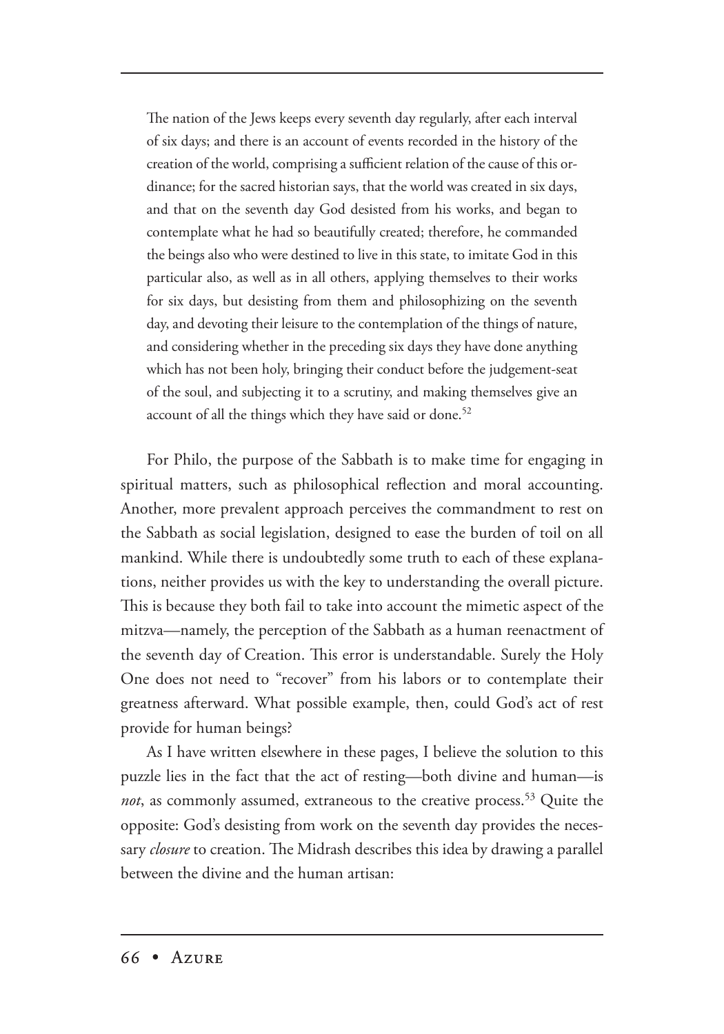> The nation of the Jews keeps every seventh day regularly, after each interval of six days; and there is an account of events recorded in the history of the creation of the world, comprising a sufficient relation of the cause of this ordinance; for the sacred historian says, that the world was created in six days, and that on the seventh day God desisted from his works, and began to contemplate what he had so beautifully created; therefore, he commanded the beings also who were destined to live in this state, to imitate God in this particular also, as well as in all others, applying themselves to their works for six days, but desisting from them and philosophizing on the seventh day, and devoting their leisure to the contemplation of the things of nature, and considering whether in the preceding six days they have done anything which has not been holy, bringing their conduct before the judgement-seat of the soul, and subjecting it to a scrutiny, and making themselves give an account of all the things which they have said or done.[52]

For Philo, the purpose of the Sabbath is to make time for engaging in spiritual matters, such as philosophical reflection and moral accounting. Another, more prevalent approach perceives the commandment to rest on the Sabbath as social legislation, designed to ease the burden of toil on all mankind. While there is undoubtedly some truth to each of these explanations, neither provides us with the key to understanding the overall picture. This is because they both fail to take into account the mimetic aspect of the mitzva—namely, the perception of the Sabbath as a human reenactment of the seventh day of Creation. This error is understandable. Surely the Holy One does not need to "recover" from his labors or to contemplate their greatness afterward. What possible example, then, could God's act of rest provide for human beings?

As I have written elsewhere in these pages, I believe the solution to this puzzle lies in the fact that the act of resting—both divine and human—is *not*, as commonly assumed, extraneous to the creative process.[53] Quite the opposite: God's desisting from work on the seventh day provides the necessary *closure* to creation. The Midrash describes this idea by drawing a parallel between the divine and the human artisan: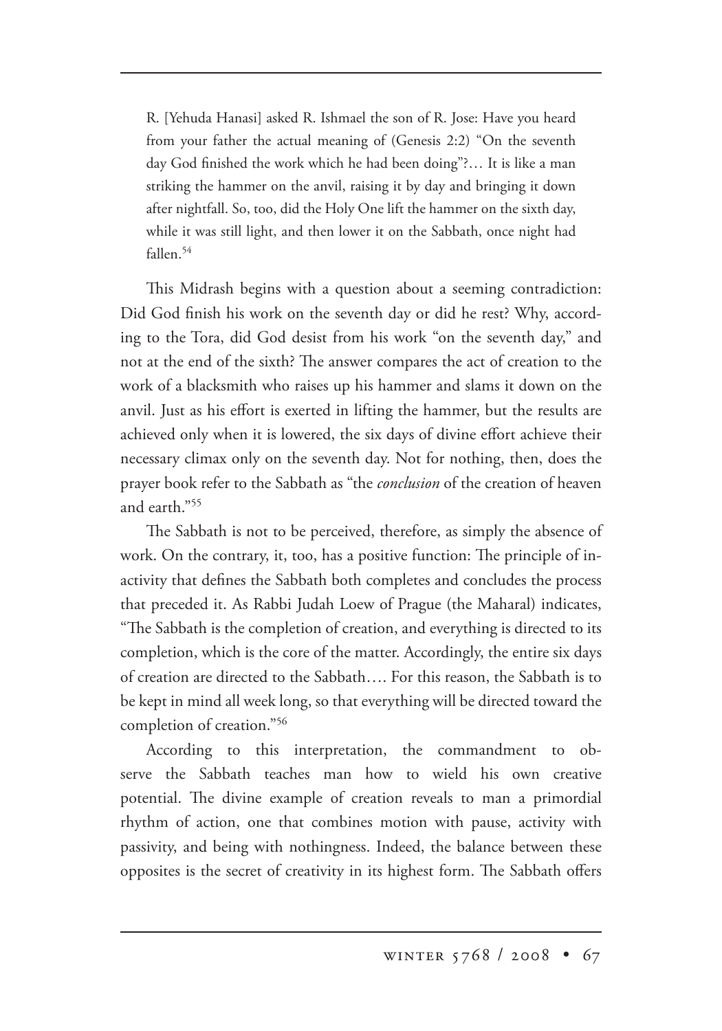> R. [Yehuda Hanasi] asked R. Ishmael the son of R. Jose: Have you heard from your father the actual meaning of (Genesis 2:2) "On the seventh day God finished the work which he had been doing"?… It is like a man striking the hammer on the anvil, raising it by day and bringing it down after nightfall. So, too, did the Holy One lift the hammer on the sixth day, while it was still light, and then lower it on the Sabbath, once night had fallen.[54]

This Midrash begins with a question about a seeming contradiction: Did God finish his work on the seventh day or did he rest? Why, according to the Tora, did God desist from his work "on the seventh day," and not at the end of the sixth? The answer compares the act of creation to the work of a blacksmith who raises up his hammer and slams it down on the anvil. Just as his effort is exerted in lifting the hammer, but the results are achieved only when it is lowered, the six days of divine effort achieve their necessary climax only on the seventh day. Not for nothing, then, does the prayer book refer to the Sabbath as "the *conclusion* of the creation of heaven and earth."[55]

The Sabbath is not to be perceived, therefore, as simply the absence of work. On the contrary, it, too, has a positive function: The principle of inactivity that defines the Sabbath both completes and concludes the process that preceded it. As Rabbi Judah Loew of Prague (the Maharal) indicates, "The Sabbath is the completion of creation, and everything is directed to its completion, which is the core of the matter. Accordingly, the entire six days of creation are directed to the Sabbath…. For this reason, the Sabbath is to be kept in mind all week long, so that everything will be directed toward the completion of creation."[56]

According to this interpretation, the commandment to observe the Sabbath teaches man how to wield his own creative potential. The divine example of creation reveals to man a primordial rhythm of action, one that combines motion with pause, activity with passivity, and being with nothingness. Indeed, the balance between these opposites is the secret of creativity in its highest form. The Sabbath offers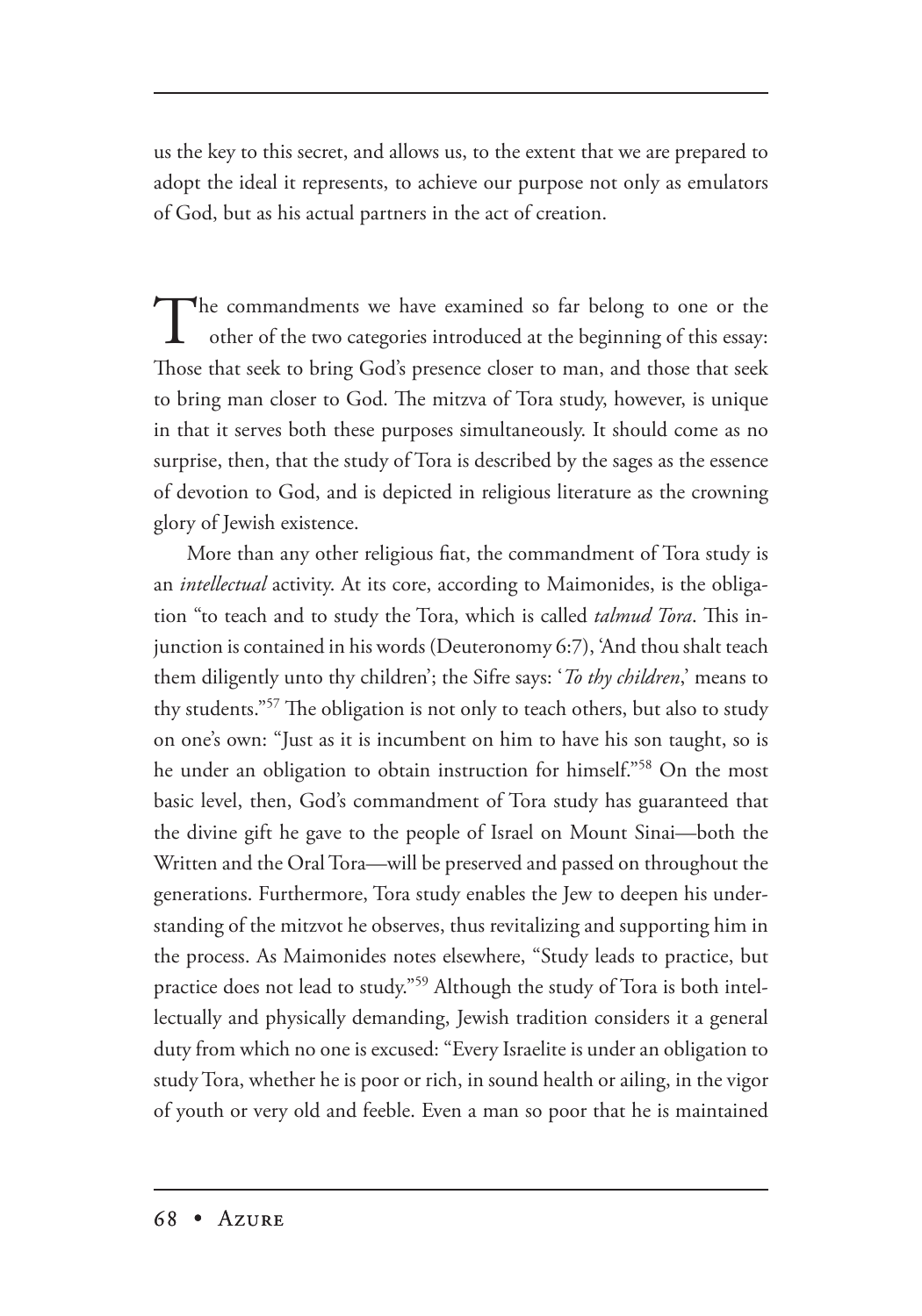us the key to this secret, and allows us, to the extent that we are prepared to adopt the ideal it represents, to achieve our purpose not only as emulators of God, but as his actual partners in the act of creation.

The commandments we have examined so far belong to one or the other of the two categories introduced at the beginning of this essay: Those that seek to bring God's presence closer to man, and those that seek to bring man closer to God. The mitzva of Tora study, however, is unique in that it serves both these purposes simultaneously. It should come as no surprise, then, that the study of Tora is described by the sages as the essence of devotion to God, and is depicted in religious literature as the crowning glory of Jewish existence.

More than any other religious fiat, the commandment of Tora study is an *intellectual* activity. At its core, according to Maimonides, is the obligation "to teach and to study the Tora, which is called *talmud Tora*. This injunction is contained in his words (Deuteronomy 6:7), 'And thou shalt teach them diligently unto thy children'; the Sifre says: '*To thy children*,' means to thy students."[57] The obligation is not only to teach others, but also to study on one's own: "Just as it is incumbent on him to have his son taught, so is he under an obligation to obtain instruction for himself."[58] On the most basic level, then, God's commandment of Tora study has guaranteed that the divine gift he gave to the people of Israel on Mount Sinai—both the Written and the Oral Tora—will be preserved and passed on throughout the generations. Furthermore, Tora study enables the Jew to deepen his understanding of the mitzvot he observes, thus revitalizing and supporting him in the process. As Maimonides notes elsewhere, "Study leads to practice, but practice does not lead to study."[59] Although the study of Tora is both intellectually and physically demanding, Jewish tradition considers it a general duty from which no one is excused: "Every Israelite is under an obligation to study Tora, whether he is poor or rich, in sound health or ailing, in the vigor of youth or very old and feeble. Even a man so poor that he is maintained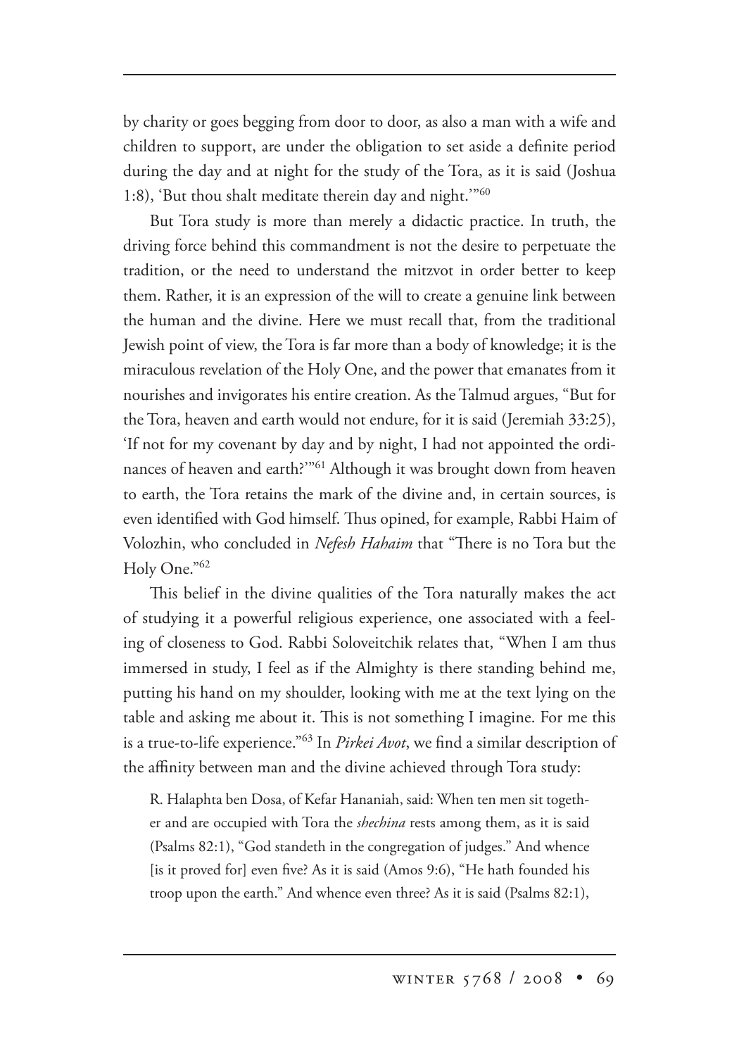by charity or goes begging from door to door, as also a man with a wife and children to support, are under the obligation to set aside a definite period during the day and at night for the study of the Tora, as it is said (Joshua 1:8), 'But thou shalt meditate therein day and night.'"[60]

But Tora study is more than merely a didactic practice. In truth, the driving force behind this commandment is not the desire to perpetuate the tradition, or the need to understand the mitzvot in order better to keep them. Rather, it is an expression of the will to create a genuine link between the human and the divine. Here we must recall that, from the traditional Jewish point of view, the Tora is far more than a body of knowledge; it is the miraculous revelation of the Holy One, and the power that emanates from it nourishes and invigorates his entire creation. As the Talmud argues, "But for the Tora, heaven and earth would not endure, for it is said (Jeremiah 33:25), 'If not for my covenant by day and by night, I had not appointed the ordinances of heaven and earth?'"[61] Although it was brought down from heaven to earth, the Tora retains the mark of the divine and, in certain sources, is even identified with God himself. Thus opined, for example, Rabbi Haim of Volozhin, who concluded in *Nefesh Hahaim* that "There is no Tora but the Holy One."[62]

This belief in the divine qualities of the Tora naturally makes the act of studying it a powerful religious experience, one associated with a feeling of closeness to God. Rabbi Soloveitchik relates that, "When I am thus immersed in study, I feel as if the Almighty is there standing behind me, putting his hand on my shoulder, looking with me at the text lying on the table and asking me about it. This is not something I imagine. For me this is a true-to-life experience."[63] In *Pirkei Avot*, we find a similar description of the affinity between man and the divine achieved through Tora study:

> R. Halaphta ben Dosa, of Kefar Hananiah, said: When ten men sit together and are occupied with Tora the *shechina* rests among them, as it is said (Psalms 82:1), "God standeth in the congregation of judges." And whence [is it proved for] even five? As it is said (Amos 9:6), "He hath founded his troop upon the earth." And whence even three? As it is said (Psalms 82:1),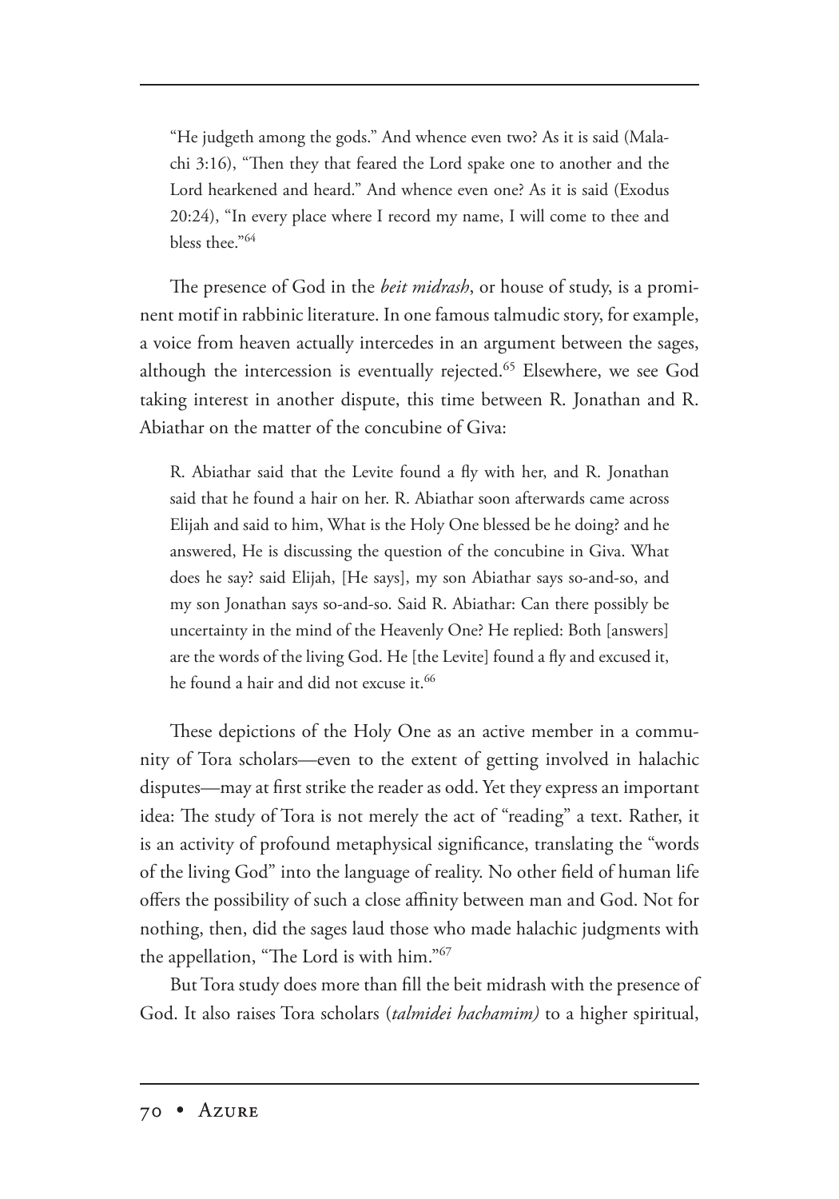> "He judgeth among the gods." And whence even two? As it is said (Malachi 3:16), "Then they that feared the Lord spake one to another and the Lord hearkened and heard." And whence even one? As it is said (Exodus 20:24), "In every place where I record my name, I will come to thee and bless thee."[64]

The presence of God in the *beit midrash*, or house of study, is a prominent motif in rabbinic literature. In one famous talmudic story, for example, a voice from heaven actually intercedes in an argument between the sages, although the intercession is eventually rejected.[65] Elsewhere, we see God taking interest in another dispute, this time between R. Jonathan and R. Abiathar on the matter of the concubine of Giva:

> R. Abiathar said that the Levite found a fly with her, and R. Jonathan said that he found a hair on her. R. Abiathar soon afterwards came across Elijah and said to him, What is the Holy One blessed be he doing? and he answered, He is discussing the question of the concubine in Giva. What does he say? said Elijah, [He says], my son Abiathar says so-and-so, and my son Jonathan says so-and-so. Said R. Abiathar: Can there possibly be uncertainty in the mind of the Heavenly One? He replied: Both [answers] are the words of the living God. He [the Levite] found a fly and excused it, he found a hair and did not excuse it.[66]

These depictions of the Holy One as an active member in a community of Tora scholars—even to the extent of getting involved in halachic disputes—may at first strike the reader as odd. Yet they express an important idea: The study of Tora is not merely the act of "reading" a text. Rather, it is an activity of profound metaphysical significance, translating the "words of the living God" into the language of reality. No other field of human life offers the possibility of such a close affinity between man and God. Not for nothing, then, did the sages laud those who made halachic judgments with the appellation, "The Lord is with him."[67]

But Tora study does more than fill the beit midrash with the presence of God. It also raises Tora scholars (*talmidei hachamim)* to a higher spiritual,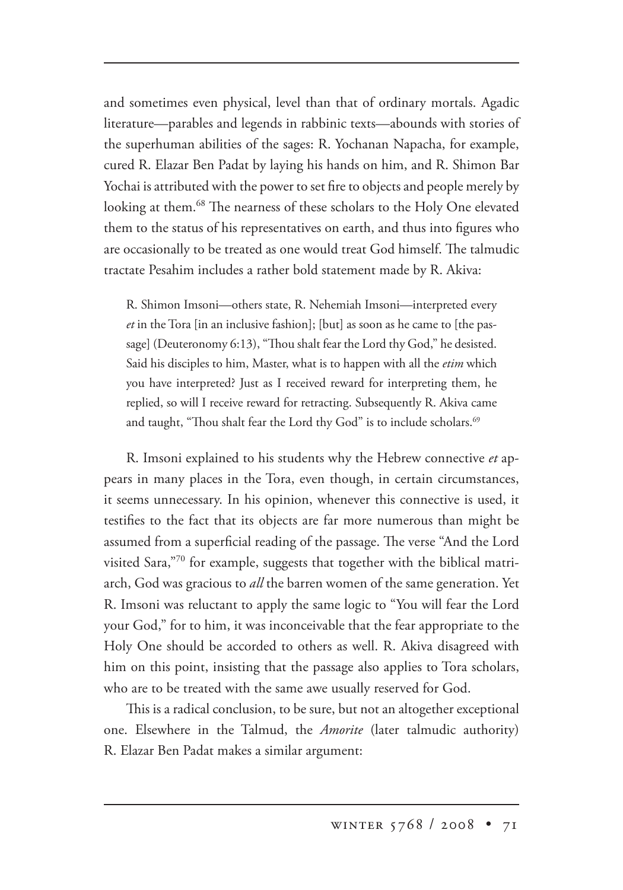and sometimes even physical, level than that of ordinary mortals. Agadic literature—parables and legends in rabbinic texts—abounds with stories of the superhuman abilities of the sages: R. Yochanan Napacha, for example, cured R. Elazar Ben Padat by laying his hands on him, and R. Shimon Bar Yochai is attributed with the power to set fire to objects and people merely by looking at them.[68] The nearness of these scholars to the Holy One elevated them to the status of his representatives on earth, and thus into figures who are occasionally to be treated as one would treat God himself. The talmudic tractate Pesahim includes a rather bold statement made by R. Akiva:

> R. Shimon Imsoni—others state, R. Nehemiah Imsoni—interpreted every *et* in the Tora [in an inclusive fashion]; [but] as soon as he came to [the passage] (Deuteronomy 6:13), "Thou shalt fear the Lord thy God," he desisted. Said his disciples to him, Master, what is to happen with all the *etim* which you have interpreted? Just as I received reward for interpreting them, he replied, so will I receive reward for retracting. Subsequently R. Akiva came and taught, "Thou shalt fear the Lord thy God" is to include scholars.[69]

R. Imsoni explained to his students why the Hebrew connective *et* appears in many places in the Tora, even though, in certain circumstances, it seems unnecessary. In his opinion, whenever this connective is used, it testifies to the fact that its objects are far more numerous than might be assumed from a superficial reading of the passage. The verse "And the Lord visited Sara,"[70] for example, suggests that together with the biblical matriarch, God was gracious to *all* the barren women of the same generation. Yet R. Imsoni was reluctant to apply the same logic to "You will fear the Lord your God," for to him, it was inconceivable that the fear appropriate to the Holy One should be accorded to others as well. R. Akiva disagreed with him on this point, insisting that the passage also applies to Tora scholars, who are to be treated with the same awe usually reserved for God.

This is a radical conclusion, to be sure, but not an altogether exceptional one. Elsewhere in the Talmud, the *Amorite* (later talmudic authority) R. Elazar Ben Padat makes a similar argument: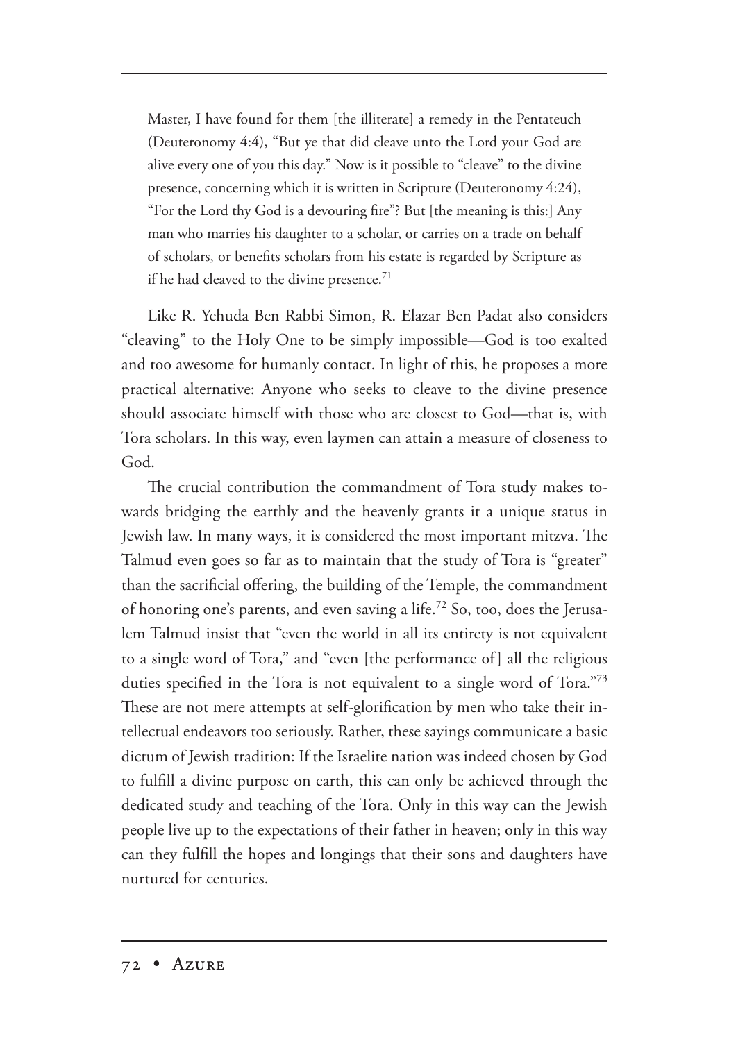> Master, I have found for them [the illiterate] a remedy in the Pentateuch (Deuteronomy 4:4), "But ye that did cleave unto the Lord your God are alive every one of you this day." Now is it possible to "cleave" to the divine presence, concerning which it is written in Scripture (Deuteronomy 4:24), "For the Lord thy God is a devouring fire"? But [the meaning is this:] Any man who marries his daughter to a scholar, or carries on a trade on behalf of scholars, or benefits scholars from his estate is regarded by Scripture as if he had cleaved to the divine presence.[71]

Like R. Yehuda Ben Rabbi Simon, R. Elazar Ben Padat also considers "cleaving" to the Holy One to be simply impossible—God is too exalted and too awesome for humanly contact. In light of this, he proposes a more practical alternative: Anyone who seeks to cleave to the divine presence should associate himself with those who are closest to God—that is, with Tora scholars. In this way, even laymen can attain a measure of closeness to God.

The crucial contribution the commandment of Tora study makes towards bridging the earthly and the heavenly grants it a unique status in Jewish law. In many ways, it is considered the most important mitzva. The Talmud even goes so far as to maintain that the study of Tora is "greater" than the sacrificial offering, the building of the Temple, the commandment of honoring one's parents, and even saving a life.[72] So, too, does the Jerusalem Talmud insist that "even the world in all its entirety is not equivalent to a single word of Tora," and "even [the performance of] all the religious duties specified in the Tora is not equivalent to a single word of Tora."[73] These are not mere attempts at self-glorification by men who take their intellectual endeavors too seriously. Rather, these sayings communicate a basic dictum of Jewish tradition: If the Israelite nation was indeed chosen by God to fulfill a divine purpose on earth, this can only be achieved through the dedicated study and teaching of the Tora. Only in this way can the Jewish people live up to the expectations of their father in heaven; only in this way can they fulfill the hopes and longings that their sons and daughters have nurtured for centuries.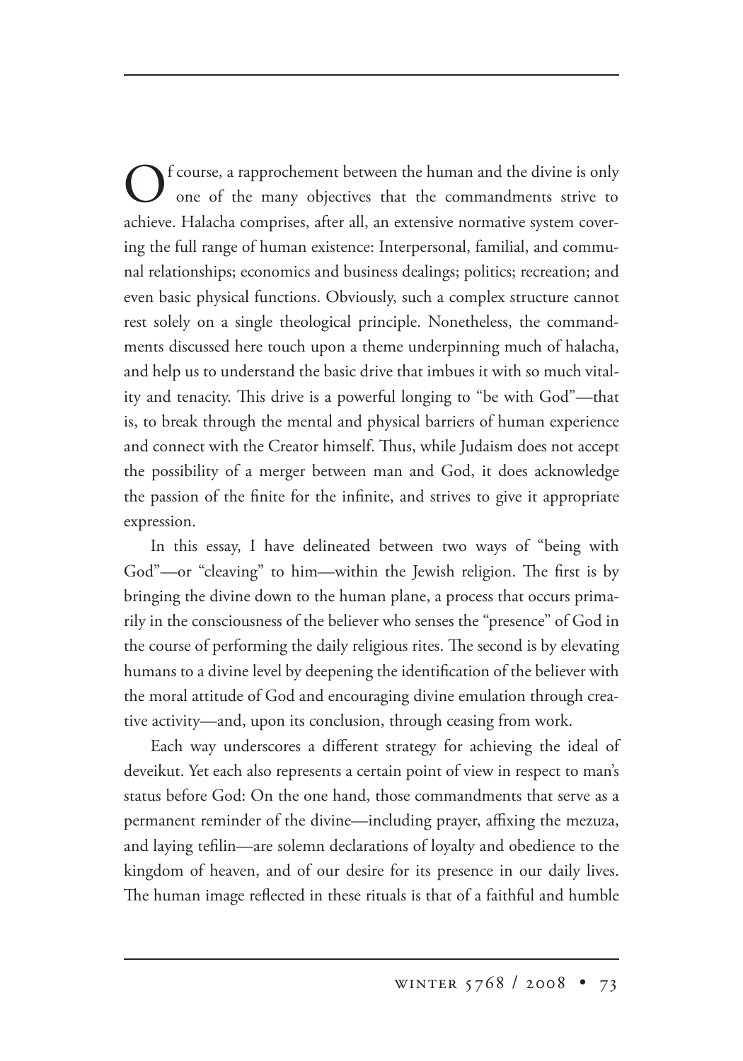Of course, a rapprochement between the human and the divine is only one of the many objectives that the commandments strive to achieve. Halacha comprises, after all, an extensive normative system covering the full range of human existence: Interpersonal, familial, and communal relationships; economics and business dealings; politics; recreation; and even basic physical functions. Obviously, such a complex structure cannot rest solely on a single theological principle. Nonetheless, the commandments discussed here touch upon a theme underpinning much of halacha, and help us to understand the basic drive that imbues it with so much vitality and tenacity. This drive is a powerful longing to "be with God"—that is, to break through the mental and physical barriers of human experience and connect with the Creator himself. Thus, while Judaism does not accept the possibility of a merger between man and God, it does acknowledge the passion of the finite for the infinite, and strives to give it appropriate expression.

In this essay, I have delineated between two ways of "being with God"—or "cleaving" to him—within the Jewish religion. The first is by bringing the divine down to the human plane, a process that occurs primarily in the consciousness of the believer who senses the "presence" of God in the course of performing the daily religious rites. The second is by elevating humans to a divine level by deepening the identification of the believer with the moral attitude of God and encouraging divine emulation through creative activity—and, upon its conclusion, through ceasing from work.

Each way underscores a different strategy for achieving the ideal of deveikut. Yet each also represents a certain point of view in respect to man's status before God: On the one hand, those commandments that serve as a permanent reminder of the divine—including prayer, affixing the mezuza, and laying tefilin—are solemn declarations of loyalty and obedience to the kingdom of heaven, and of our desire for its presence in our daily lives. The human image reflected in these rituals is that of a faithful and humble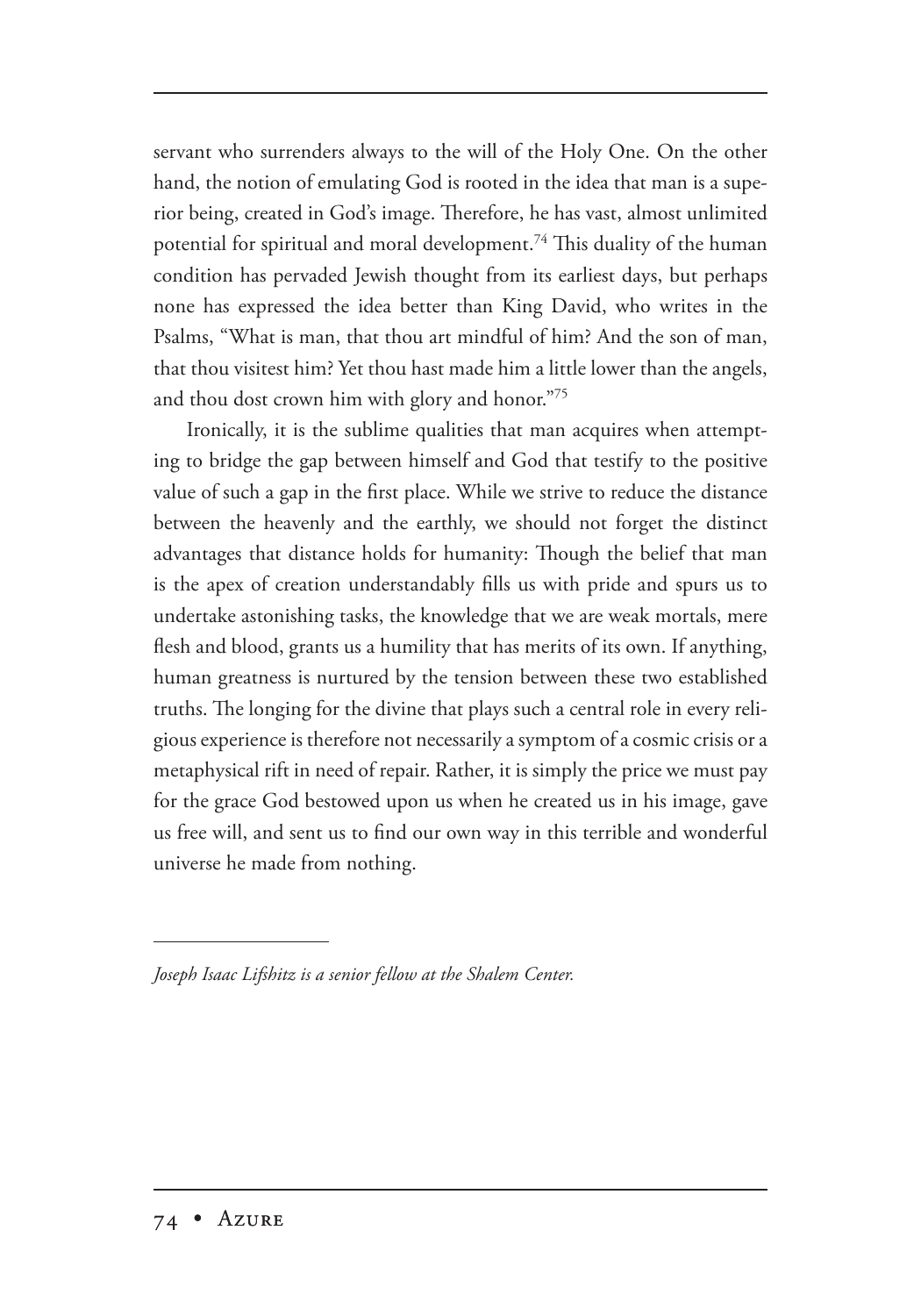servant who surrenders always to the will of the Holy One. On the other hand, the notion of emulating God is rooted in the idea that man is a superior being, created in God's image. Therefore, he has vast, almost unlimited potential for spiritual and moral development.[74] This duality of the human condition has pervaded Jewish thought from its earliest days, but perhaps none has expressed the idea better than King David, who writes in the Psalms, "What is man, that thou art mindful of him? And the son of man, that thou visitest him? Yet thou hast made him a little lower than the angels, and thou dost crown him with glory and honor."[75]

Ironically, it is the sublime qualities that man acquires when attempting to bridge the gap between himself and God that testify to the positive value of such a gap in the first place. While we strive to reduce the distance between the heavenly and the earthly, we should not forget the distinct advantages that distance holds for humanity: Though the belief that man is the apex of creation understandably fills us with pride and spurs us to undertake astonishing tasks, the knowledge that we are weak mortals, mere flesh and blood, grants us a humility that has merits of its own. If anything, human greatness is nurtured by the tension between these two established truths. The longing for the divine that plays such a central role in every religious experience is therefore not necessarily a symptom of a cosmic crisis or a metaphysical rift in need of repair. Rather, it is simply the price we must pay for the grace God bestowed upon us when he created us in his image, gave us free will, and sent us to find our own way in this terrible and wonderful universe he made from nothing.

---

*Joseph Isaac Lifshitz is a senior fellow at the Shalem Center.*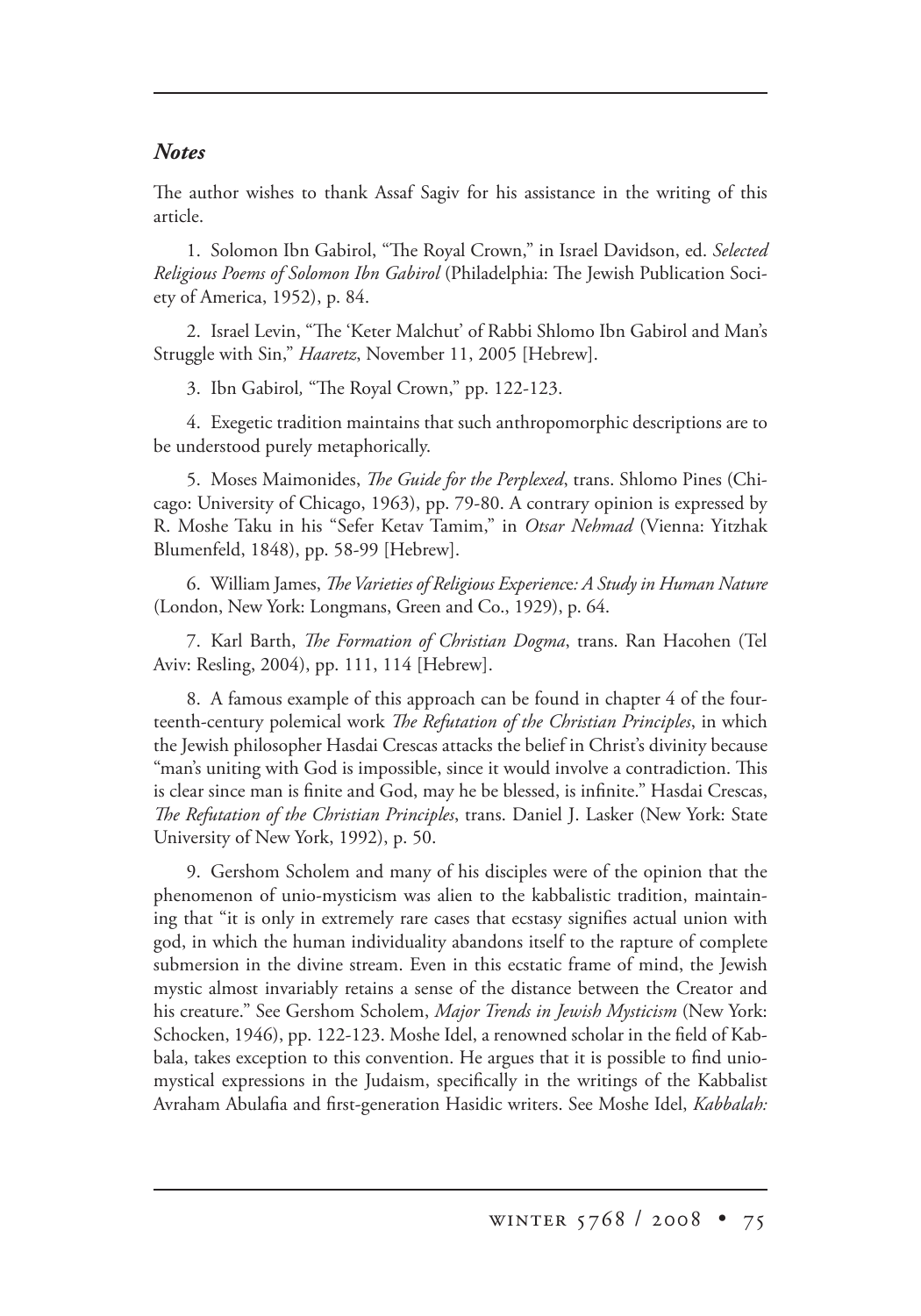## *Notes*

The author wishes to thank Assaf Sagiv for his assistance in the writing of this article.

1. Solomon Ibn Gabirol, "The Royal Crown," in Israel Davidson, ed. *Selected Religious Poems of Solomon Ibn Gabirol* (Philadelphia: The Jewish Publication Society of America, 1952), p. 84.

2. Israel Levin, "The 'Keter Malchut' of Rabbi Shlomo Ibn Gabirol and Man's Struggle with Sin," *Haaretz*, November 11, 2005 [Hebrew].

3. Ibn Gabirol, "The Royal Crown," pp. 122-123.

4. Exegetic tradition maintains that such anthropomorphic descriptions are to be understood purely metaphorically.

5. Moses Maimonides, *The Guide for the Perplexed*, trans. Shlomo Pines (Chicago: University of Chicago, 1963), pp. 79-80. A contrary opinion is expressed by R. Moshe Taku in his "Sefer Ketav Tamim," in *Otsar Nehmad* (Vienna: Yitzhak Blumenfeld, 1848), pp. 58-99 [Hebrew].

6. William James, *The Varieties of Religious Experience: A Study in Human Nature* (London, New York: Longmans, Green and Co., 1929), p. 64.

7. Karl Barth, *The Formation of Christian Dogma*, trans. Ran Hacohen (Tel Aviv: Resling, 2004), pp. 111, 114 [Hebrew].

8. A famous example of this approach can be found in chapter 4 of the fourteenth-century polemical work *The Refutation of the Christian Principles*, in which the Jewish philosopher Hasdai Crescas attacks the belief in Christ's divinity because "man's uniting with God is impossible, since it would involve a contradiction. This is clear since man is finite and God, may he be blessed, is infinite." Hasdai Crescas, *The Refutation of the Christian Principles*, trans. Daniel J. Lasker (New York: State University of New York, 1992), p. 50.

9. Gershom Scholem and many of his disciples were of the opinion that the phenomenon of unio-mysticism was alien to the kabbalistic tradition, maintaining that "it is only in extremely rare cases that ecstasy signifies actual union with god, in which the human individuality abandons itself to the rapture of complete submersion in the divine stream. Even in this ecstatic frame of mind, the Jewish mystic almost invariably retains a sense of the distance between the Creator and his creature." See Gershom Scholem, *Major Trends in Jewish Mysticism* (New York: Schocken, 1946), pp. 122-123. Moshe Idel, a renowned scholar in the field of Kabbala, takes exception to this convention. He argues that it is possible to find unio-mystical expressions in the Judaism, specifically in the writings of the Kabbalist Avraham Abulafia and first-generation Hasidic writers. See Moshe Idel, *Kabbalah:*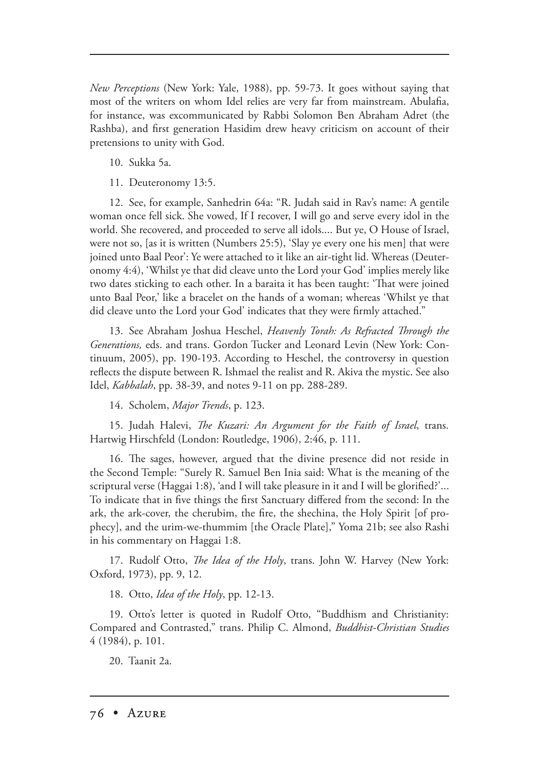*New Perceptions* (New York: Yale, 1988), pp. 59-73. It goes without saying that most of the writers on whom Idel relies are very far from mainstream. Abulafia, for instance, was excommunicated by Rabbi Solomon Ben Abraham Adret (the Rashba), and first generation Hasidim drew heavy criticism on account of their pretensions to unity with God.

10. Sukka 5a.

11. Deuteronomy 13:5.

12. See, for example, Sanhedrin 64a: "R. Judah said in Rav's name: A gentile woman once fell sick. She vowed, If I recover, I will go and serve every idol in the world. She recovered, and proceeded to serve all idols.... But ye, O House of Israel, were not so, [as it is written (Numbers 25:5), 'Slay ye every one his men] that were joined unto Baal Peor': Ye were attached to it like an air-tight lid. Whereas (Deuteronomy 4:4), 'Whilst ye that did cleave unto the Lord your God' implies merely like two dates sticking to each other. In a baraita it has been taught: 'That were joined unto Baal Peor,' like a bracelet on the hands of a woman; whereas 'Whilst ye that did cleave unto the Lord your God' indicates that they were firmly attached."

13. See Abraham Joshua Heschel, *Heavenly Torah: As Refracted Through the Generations,* eds. and trans. Gordon Tucker and Leonard Levin (New York: Continuum, 2005), pp. 190-193. According to Heschel, the controversy in question reflects the dispute between R. Ishmael the realist and R. Akiva the mystic. See also Idel, *Kabbalah*, pp. 38-39, and notes 9-11 on pp. 288-289.

14. Scholem, *Major Trends*, p. 123.

15. Judah Halevi, *The Kuzari: An Argument for the Faith of Israel*, trans. Hartwig Hirschfeld (London: Routledge, 1906), 2:46, p. 111.

16. The sages, however, argued that the divine presence did not reside in the Second Temple: "Surely R. Samuel Ben Inia said: What is the meaning of the scriptural verse (Haggai 1:8), 'and I will take pleasure in it and I will be glorified?'... To indicate that in five things the first Sanctuary differed from the second: In the ark, the ark-cover, the cherubim, the fire, the shechina, the Holy Spirit [of prophecy], and the urim-we-thummim [the Oracle Plate]," Yoma 21b; see also Rashi in his commentary on Haggai 1:8.

17. Rudolf Otto, *The Idea of the Holy*, trans. John W. Harvey (New York: Oxford, 1973), pp. 9, 12.

18. Otto, *Idea of the Holy*, pp. 12-13.

19. Otto's letter is quoted in Rudolf Otto, "Buddhism and Christianity: Compared and Contrasted," trans. Philip C. Almond, *Buddhist-Christian Studies* 4 (1984), p. 101.

20. Taanit 2a.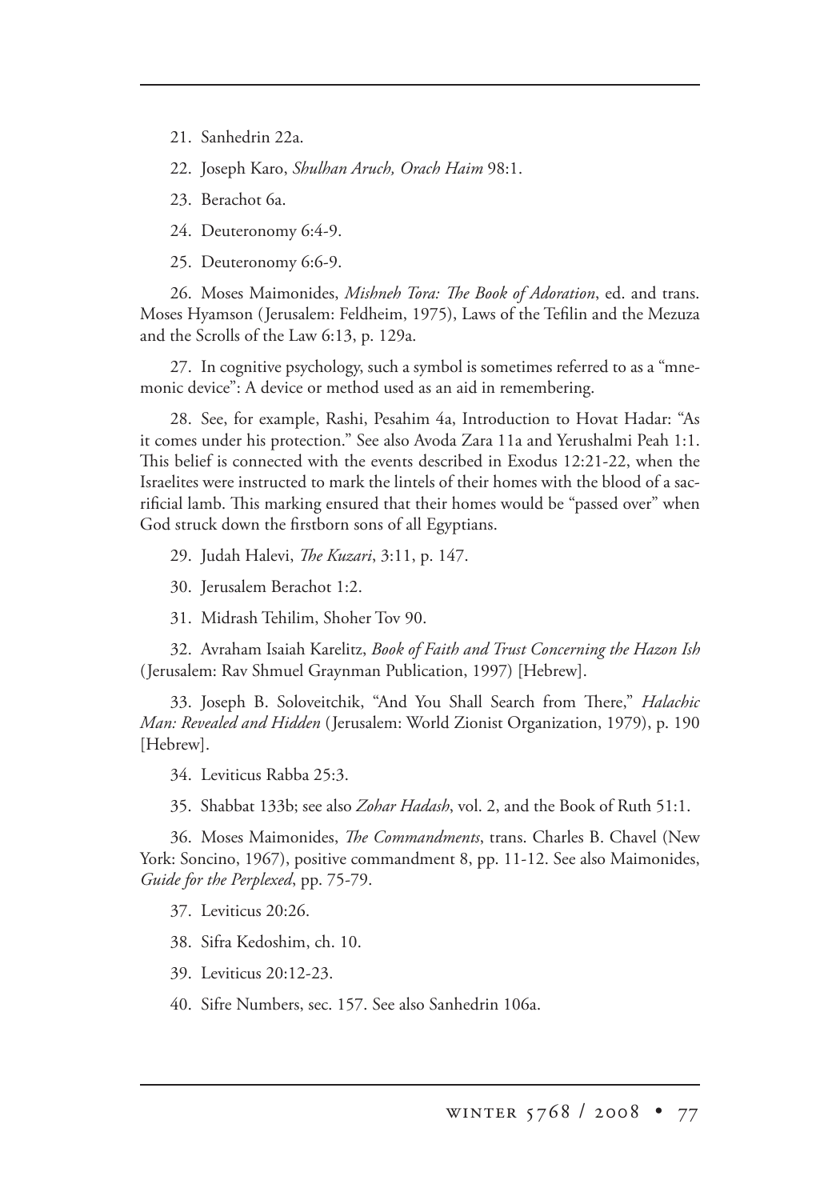21. Sanhedrin 22a.

22. Joseph Karo, *Shulhan Aruch, Orach Haim* 98:1.

23. Berachot 6a.

24. Deuteronomy 6:4-9.

25. Deuteronomy 6:6-9.

26. Moses Maimonides, *Mishneh Tora: The Book of Adoration*, ed. and trans. Moses Hyamson (Jerusalem: Feldheim, 1975), Laws of the Tefilin and the Mezuza and the Scrolls of the Law 6:13, p. 129a.

27. In cognitive psychology, such a symbol is sometimes referred to as a "mnemonic device": A device or method used as an aid in remembering.

28. See, for example, Rashi, Pesahim 4a, Introduction to Hovat Hadar: "As it comes under his protection." See also Avoda Zara 11a and Yerushalmi Peah 1:1. This belief is connected with the events described in Exodus 12:21-22, when the Israelites were instructed to mark the lintels of their homes with the blood of a sacrificial lamb. This marking ensured that their homes would be "passed over" when God struck down the firstborn sons of all Egyptians.

29. Judah Halevi, *The Kuzari*, 3:11, p. 147.

30. Jerusalem Berachot 1:2.

31. Midrash Tehilim, Shoher Tov 90.

32. Avraham Isaiah Karelitz, *Book of Faith and Trust Concerning the Hazon Ish* (Jerusalem: Rav Shmuel Graynman Publication, 1997) [Hebrew].

33. Joseph B. Soloveitchik, "And You Shall Search from There," *Halachic Man: Revealed and Hidden* (Jerusalem: World Zionist Organization, 1979), p. 190 [Hebrew].

34. Leviticus Rabba 25:3.

35. Shabbat 133b; see also *Zohar Hadash*, vol. 2, and the Book of Ruth 51:1.

36. Moses Maimonides, *The Commandments*, trans. Charles B. Chavel (New York: Soncino, 1967), positive commandment 8, pp. 11-12. See also Maimonides, *Guide for the Perplexed*, pp. 75-79.

37. Leviticus 20:26.

38. Sifra Kedoshim, ch. 10.

39. Leviticus 20:12-23.

40. Sifre Numbers, sec. 157. See also Sanhedrin 106a.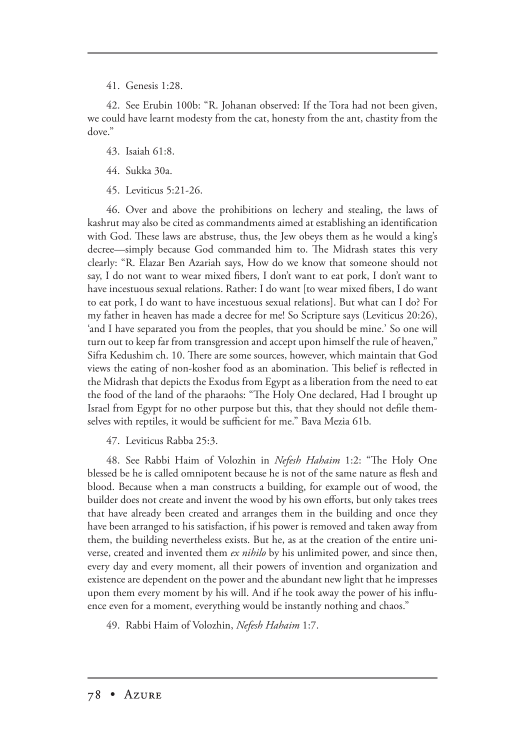41. Genesis 1:28.

42. See Erubin 100b: "R. Johanan observed: If the Tora had not been given, we could have learnt modesty from the cat, honesty from the ant, chastity from the dove."

43. Isaiah 61:8.

44. Sukka 30a.

45. Leviticus 5:21-26.

46. Over and above the prohibitions on lechery and stealing, the laws of kashrut may also be cited as commandments aimed at establishing an identification with God. These laws are abstruse, thus, the Jew obeys them as he would a king's decree—simply because God commanded him to. The Midrash states this very clearly: "R. Elazar Ben Azariah says, How do we know that someone should not say, I do not want to wear mixed fibers, I don't want to eat pork, I don't want to have incestuous sexual relations. Rather: I do want [to wear mixed fibers, I do want to eat pork, I do want to have incestuous sexual relations]. But what can I do? For my father in heaven has made a decree for me! So Scripture says (Leviticus 20:26), 'and I have separated you from the peoples, that you should be mine.' So one will turn out to keep far from transgression and accept upon himself the rule of heaven," Sifra Kedushim ch. 10. There are some sources, however, which maintain that God views the eating of non-kosher food as an abomination. This belief is reflected in the Midrash that depicts the Exodus from Egypt as a liberation from the need to eat the food of the land of the pharaohs: "The Holy One declared, Had I brought up Israel from Egypt for no other purpose but this, that they should not defile themselves with reptiles, it would be sufficient for me." Bava Mezia 61b.

47. Leviticus Rabba 25:3.

48. See Rabbi Haim of Volozhin in *Nefesh Hahaim* 1:2: "The Holy One blessed be he is called omnipotent because he is not of the same nature as flesh and blood. Because when a man constructs a building, for example out of wood, the builder does not create and invent the wood by his own efforts, but only takes trees that have already been created and arranges them in the building and once they have been arranged to his satisfaction, if his power is removed and taken away from them, the building nevertheless exists. But he, as at the creation of the entire universe, created and invented them *ex nihilo* by his unlimited power, and since then, every day and every moment, all their powers of invention and organization and existence are dependent on the power and the abundant new light that he impresses upon them every moment by his will. And if he took away the power of his influence even for a moment, everything would be instantly nothing and chaos."

49. Rabbi Haim of Volozhin, *Nefesh Hahaim* 1:7.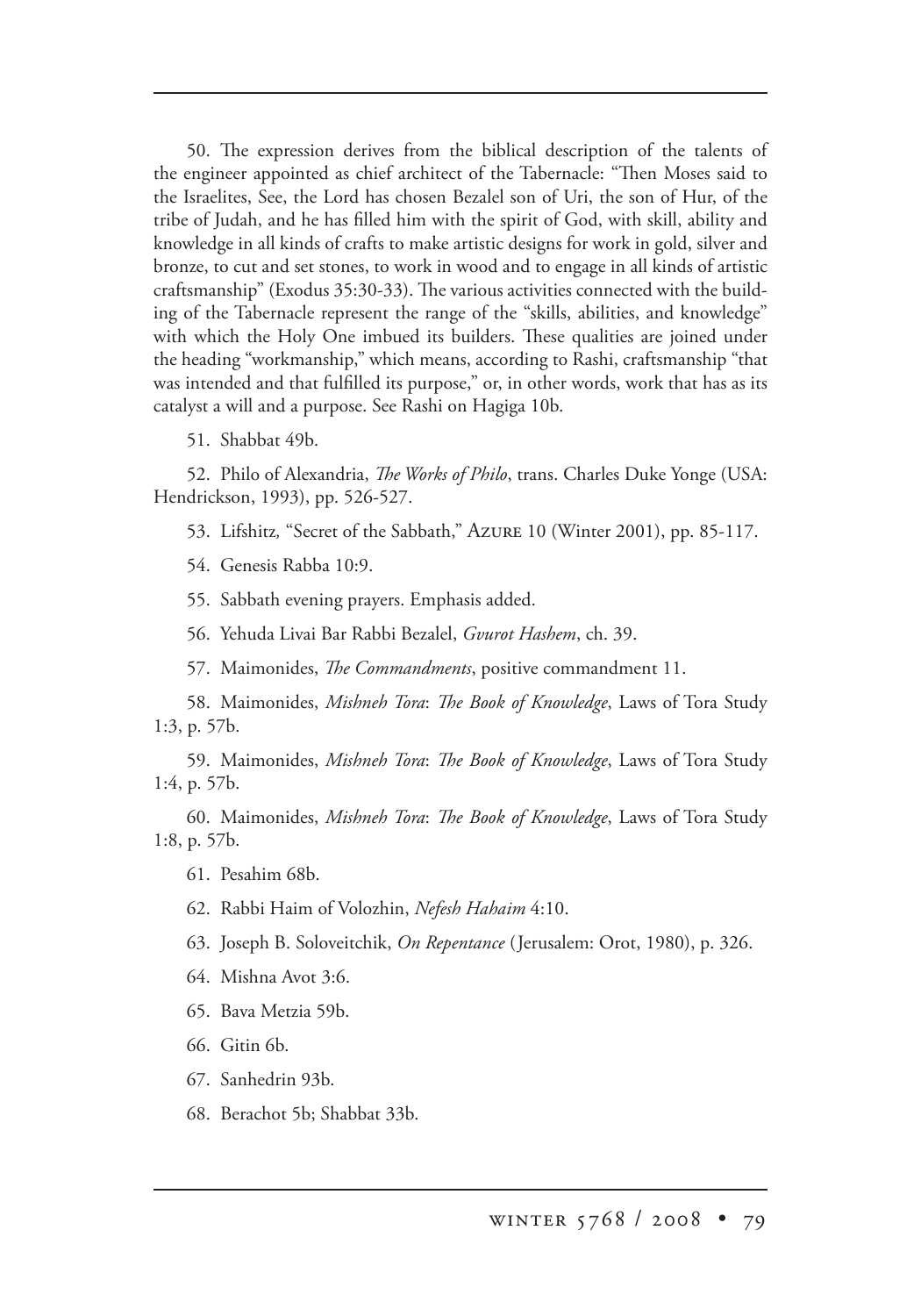50. The expression derives from the biblical description of the talents of the engineer appointed as chief architect of the Tabernacle: "Then Moses said to the Israelites, See, the Lord has chosen Bezalel son of Uri, the son of Hur, of the tribe of Judah, and he has filled him with the spirit of God, with skill, ability and knowledge in all kinds of crafts to make artistic designs for work in gold, silver and bronze, to cut and set stones, to work in wood and to engage in all kinds of artistic craftsmanship" (Exodus 35:30-33). The various activities connected with the building of the Tabernacle represent the range of the "skills, abilities, and knowledge" with which the Holy One imbued its builders. These qualities are joined under the heading "workmanship," which means, according to Rashi, craftsmanship "that was intended and that fulfilled its purpose," or, in other words, work that has as its catalyst a will and a purpose. See Rashi on Hagiga 10b.

51. Shabbat 49b.

52. Philo of Alexandria, *The Works of Philo*, trans. Charles Duke Yonge (USA: Hendrickson, 1993), pp. 526-527.

53. Lifshitz, "Secret of the Sabbath," Azure 10 (Winter 2001), pp. 85-117.

54. Genesis Rabba 10:9.

55. Sabbath evening prayers. Emphasis added.

56. Yehuda Livai Bar Rabbi Bezalel, *Gvurot Hashem*, ch. 39.

57. Maimonides, *The Commandments*, positive commandment 11.

58. Maimonides, *Mishneh Tora*: *The Book of Knowledge*, Laws of Tora Study 1:3, p. 57b.

59. Maimonides, *Mishneh Tora*: *The Book of Knowledge*, Laws of Tora Study 1:4, p. 57b.

60. Maimonides, *Mishneh Tora*: *The Book of Knowledge*, Laws of Tora Study 1:8, p. 57b.

61. Pesahim 68b.

62. Rabbi Haim of Volozhin, *Nefesh Hahaim* 4:10.

63. Joseph B. Soloveitchik, *On Repentance* (Jerusalem: Orot, 1980), p. 326.

64. Mishna Avot 3:6.

65. Bava Metzia 59b.

66. Gitin 6b.

67. Sanhedrin 93b.

68. Berachot 5b; Shabbat 33b.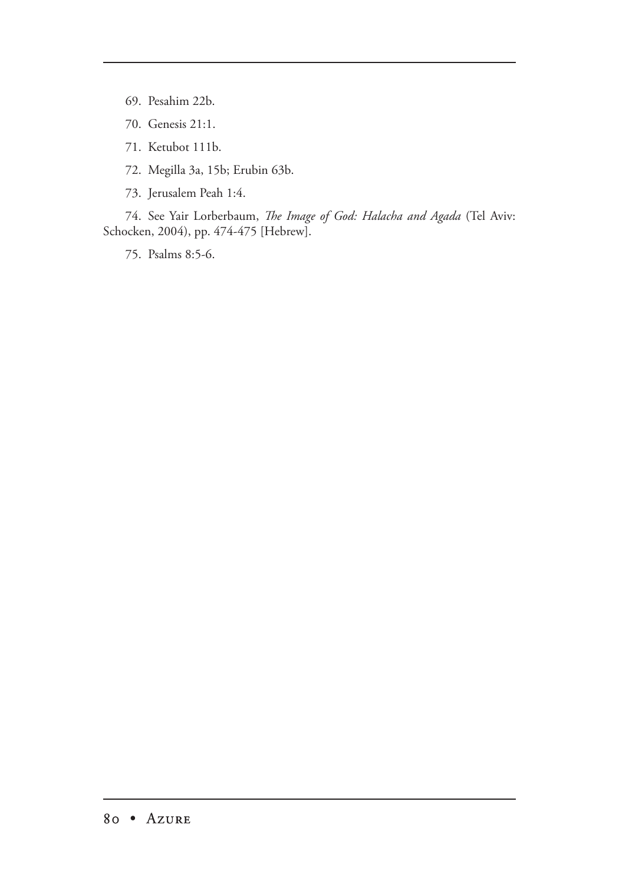69. Pesahim 22b.

70. Genesis 21:1.

71. Ketubot 111b.

72. Megilla 3a, 15b; Erubin 63b.

73. Jerusalem Peah 1:4.

74. See Yair Lorberbaum, *The Image of God: Halacha and Agada* (Tel Aviv: Schocken, 2004), pp. 474-475 [Hebrew].

75. Psalms 8:5-6.